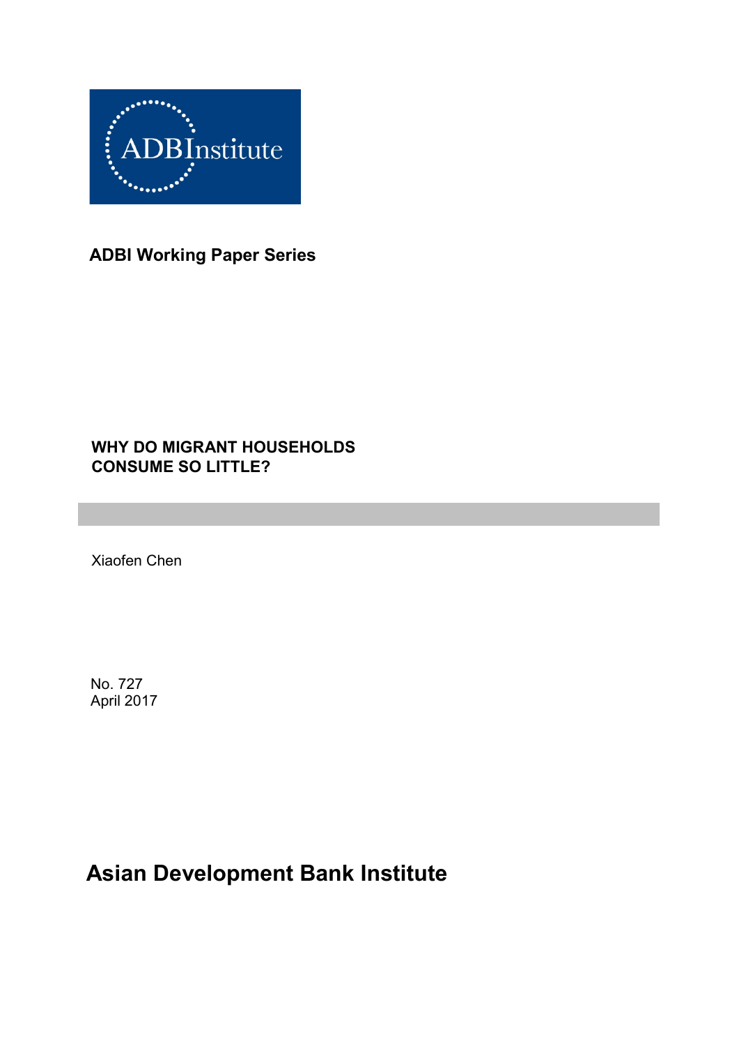ADBInstitute

**ADBI Working Paper Series**

# WHY DO MIGRANT HOUSEHOLDS CONSUME SO LITTLE?

Xiaofen Chen

No. 727
April 2017

**Asian Development Bank Institute**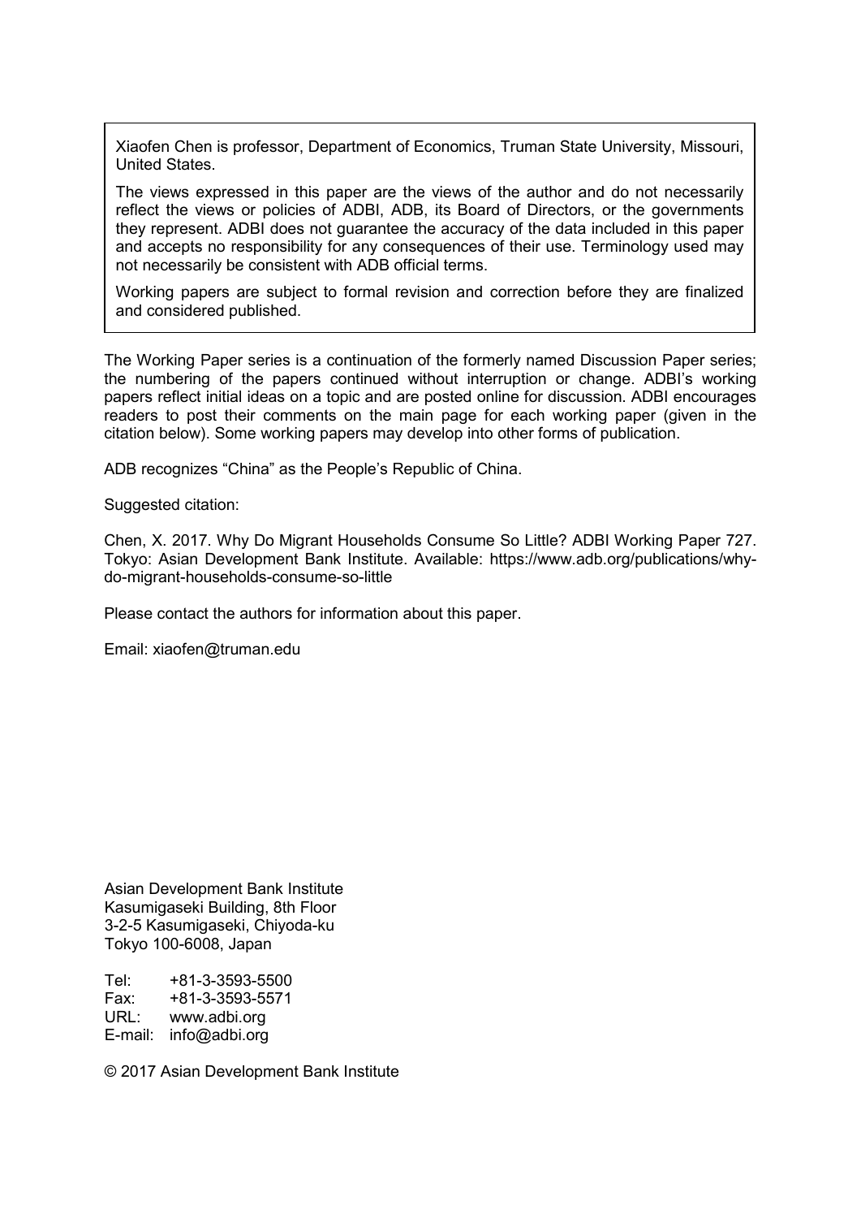Xiaofen Chen is professor, Department of Economics, Truman State University, Missouri, United States.

The views expressed in this paper are the views of the author and do not necessarily reflect the views or policies of ADBI, ADB, its Board of Directors, or the governments they represent. ADBI does not guarantee the accuracy of the data included in this paper and accepts no responsibility for any consequences of their use. Terminology used may not necessarily be consistent with ADB official terms.

Working papers are subject to formal revision and correction before they are finalized and considered published.

The Working Paper series is a continuation of the formerly named Discussion Paper series; the numbering of the papers continued without interruption or change. ADBI's working papers reflect initial ideas on a topic and are posted online for discussion. ADBI encourages readers to post their comments on the main page for each working paper (given in the citation below). Some working papers may develop into other forms of publication.

ADB recognizes "China" as the People's Republic of China.

Suggested citation:

Chen, X. 2017. Why Do Migrant Households Consume So Little? ADBI Working Paper 727. Tokyo: Asian Development Bank Institute. Available: https://www.adb.org/publications/why-do-migrant-households-consume-so-little

Please contact the authors for information about this paper.

Email: xiaofen@truman.edu

Asian Development Bank Institute
Kasumigaseki Building, 8th Floor
3-2-5 Kasumigaseki, Chiyoda-ku
Tokyo 100-6008, Japan

Tel: +81-3-3593-5500
Fax: +81-3-3593-5571
URL: www.adbi.org
E-mail: info@adbi.org

© 2017 Asian Development Bank Institute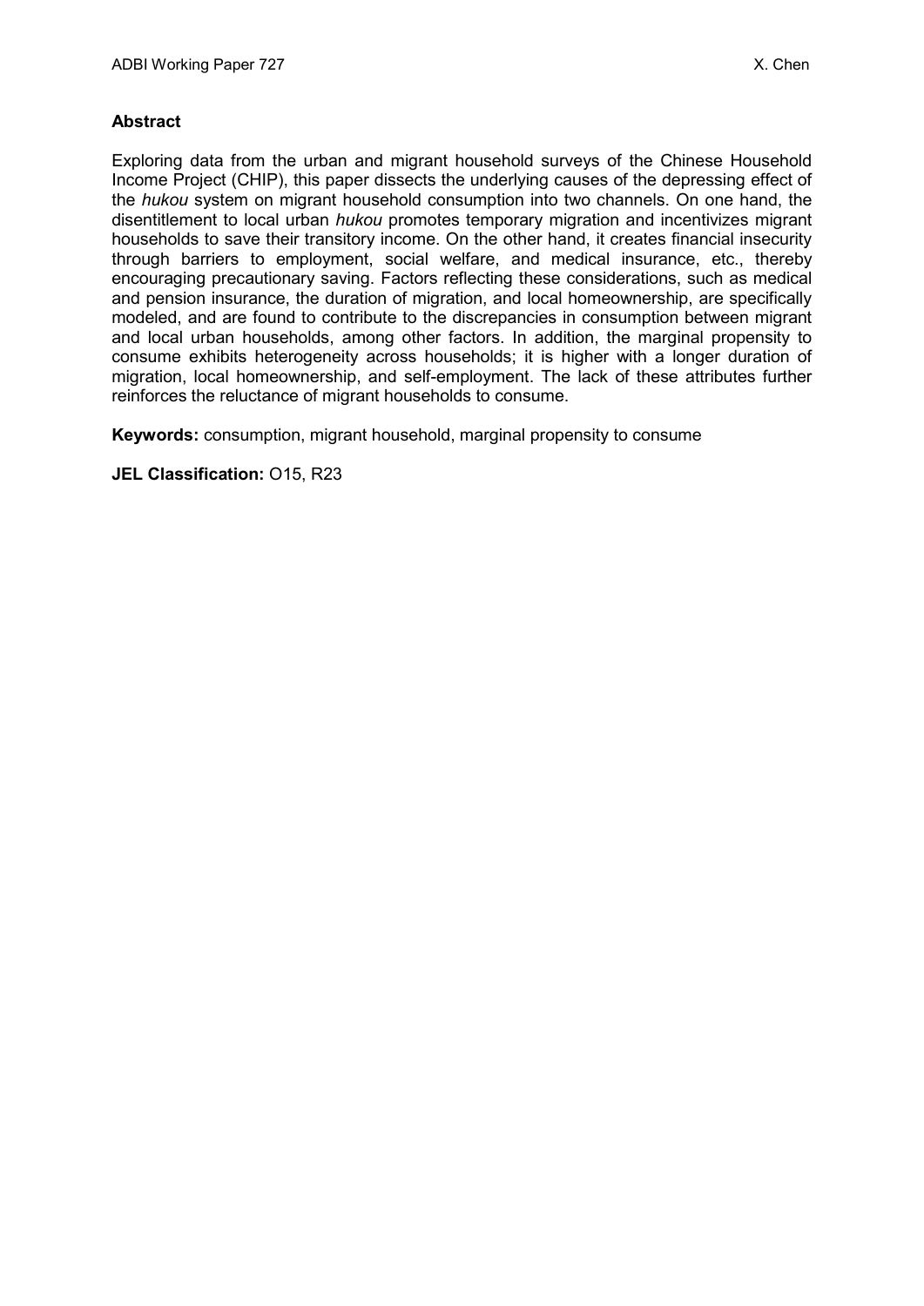## Abstract

Exploring data from the urban and migrant household surveys of the Chinese Household Income Project (CHIP), this paper dissects the underlying causes of the depressing effect of the *hukou* system on migrant household consumption into two channels. On one hand, the disentitlement to local urban *hukou* promotes temporary migration and incentivizes migrant households to save their transitory income. On the other hand, it creates financial insecurity through barriers to employment, social welfare, and medical insurance, etc., thereby encouraging precautionary saving. Factors reflecting these considerations, such as medical and pension insurance, the duration of migration, and local homeownership, are specifically modeled, and are found to contribute to the discrepancies in consumption between migrant and local urban households, among other factors. In addition, the marginal propensity to consume exhibits heterogeneity across households; it is higher with a longer duration of migration, local homeownership, and self-employment. The lack of these attributes further reinforces the reluctance of migrant households to consume.

**Keywords:** consumption, migrant household, marginal propensity to consume

**JEL Classification:** O15, R23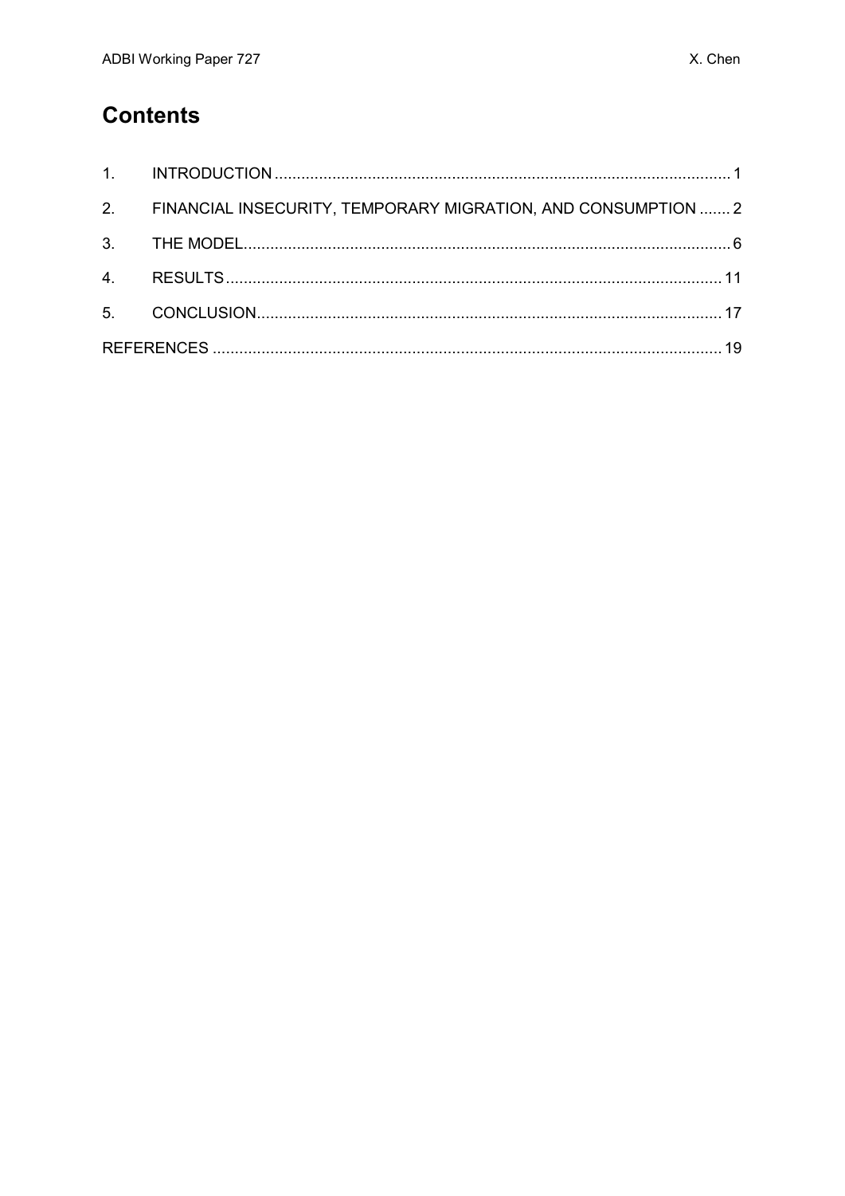# Contents

1. INTRODUCTION ........................................................................................................ 1
2. FINANCIAL INSECURITY, TEMPORARY MIGRATION, AND CONSUMPTION ....... 2
3. THE MODEL.............................................................................................................. 6
4. RESULTS ................................................................................................................. 11
5. CONCLUSION.......................................................................................................... 17

REFERENCES .................................................................................................................. 19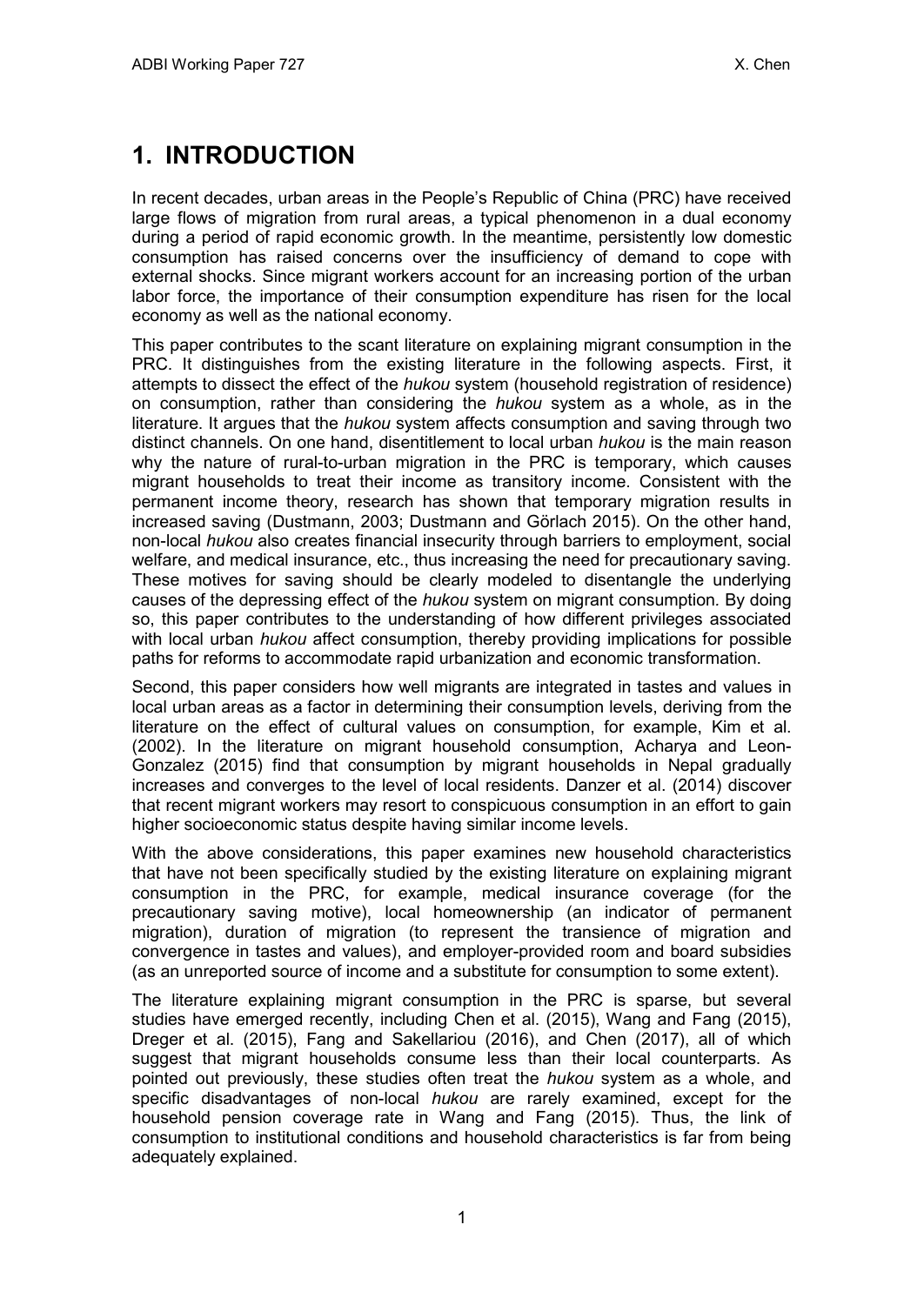# 1. INTRODUCTION

In recent decades, urban areas in the People's Republic of China (PRC) have received large flows of migration from rural areas, a typical phenomenon in a dual economy during a period of rapid economic growth. In the meantime, persistently low domestic consumption has raised concerns over the insufficiency of demand to cope with external shocks. Since migrant workers account for an increasing portion of the urban labor force, the importance of their consumption expenditure has risen for the local economy as well as the national economy.

This paper contributes to the scant literature on explaining migrant consumption in the PRC. It distinguishes from the existing literature in the following aspects. First, it attempts to dissect the effect of the *hukou* system (household registration of residence) on consumption, rather than considering the *hukou* system as a whole, as in the literature. It argues that the *hukou* system affects consumption and saving through two distinct channels. On one hand, disentitlement to local urban *hukou* is the main reason why the nature of rural-to-urban migration in the PRC is temporary, which causes migrant households to treat their income as transitory income. Consistent with the permanent income theory, research has shown that temporary migration results in increased saving (Dustmann, 2003; Dustmann and Görlach 2015). On the other hand, non-local *hukou* also creates financial insecurity through barriers to employment, social welfare, and medical insurance, etc., thus increasing the need for precautionary saving. These motives for saving should be clearly modeled to disentangle the underlying causes of the depressing effect of the *hukou* system on migrant consumption. By doing so, this paper contributes to the understanding of how different privileges associated with local urban *hukou* affect consumption, thereby providing implications for possible paths for reforms to accommodate rapid urbanization and economic transformation.

Second, this paper considers how well migrants are integrated in tastes and values in local urban areas as a factor in determining their consumption levels, deriving from the literature on the effect of cultural values on consumption, for example, Kim et al. (2002). In the literature on migrant household consumption, Acharya and Leon-Gonzalez (2015) find that consumption by migrant households in Nepal gradually increases and converges to the level of local residents. Danzer et al. (2014) discover that recent migrant workers may resort to conspicuous consumption in an effort to gain higher socioeconomic status despite having similar income levels.

With the above considerations, this paper examines new household characteristics that have not been specifically studied by the existing literature on explaining migrant consumption in the PRC, for example, medical insurance coverage (for the precautionary saving motive), local homeownership (an indicator of permanent migration), duration of migration (to represent the transience of migration and convergence in tastes and values), and employer-provided room and board subsidies (as an unreported source of income and a substitute for consumption to some extent).

The literature explaining migrant consumption in the PRC is sparse, but several studies have emerged recently, including Chen et al. (2015), Wang and Fang (2015), Dreger et al. (2015), Fang and Sakellariou (2016), and Chen (2017), all of which suggest that migrant households consume less than their local counterparts. As pointed out previously, these studies often treat the *hukou* system as a whole, and specific disadvantages of non-local *hukou* are rarely examined, except for the household pension coverage rate in Wang and Fang (2015). Thus, the link of consumption to institutional conditions and household characteristics is far from being adequately explained.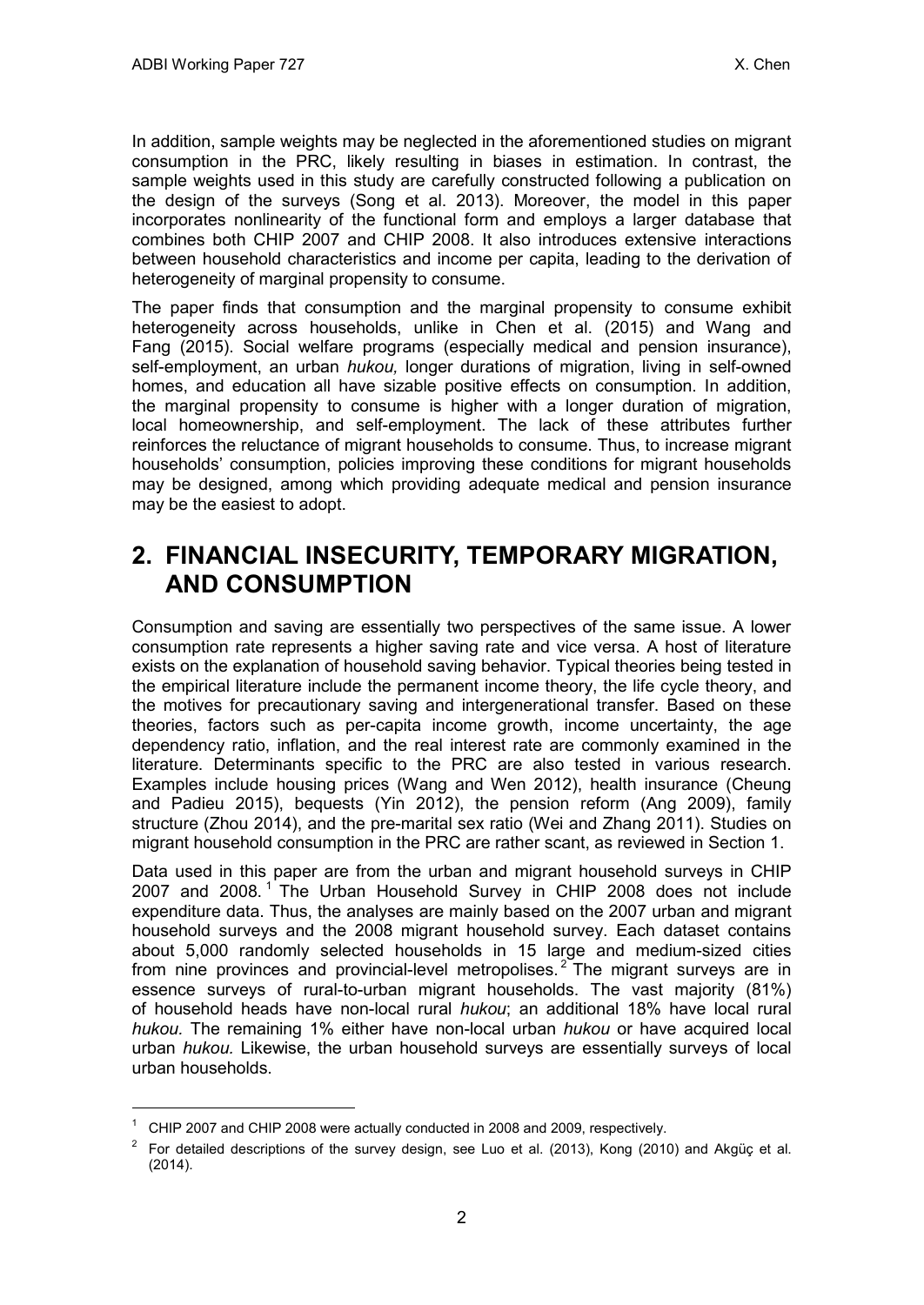In addition, sample weights may be neglected in the aforementioned studies on migrant consumption in the PRC, likely resulting in biases in estimation. In contrast, the sample weights used in this study are carefully constructed following a publication on the design of the surveys (Song et al. 2013). Moreover, the model in this paper incorporates nonlinearity of the functional form and employs a larger database that combines both CHIP 2007 and CHIP 2008. It also introduces extensive interactions between household characteristics and income per capita, leading to the derivation of heterogeneity of marginal propensity to consume.

The paper finds that consumption and the marginal propensity to consume exhibit heterogeneity across households, unlike in Chen et al. (2015) and Wang and Fang (2015). Social welfare programs (especially medical and pension insurance), self-employment, an urban *hukou,* longer durations of migration, living in self-owned homes, and education all have sizable positive effects on consumption. In addition, the marginal propensity to consume is higher with a longer duration of migration, local homeownership, and self-employment. The lack of these attributes further reinforces the reluctance of migrant households to consume. Thus, to increase migrant households' consumption, policies improving these conditions for migrant households may be designed, among which providing adequate medical and pension insurance may be the easiest to adopt.

# 2. FINANCIAL INSECURITY, TEMPORARY MIGRATION, AND CONSUMPTION

Consumption and saving are essentially two perspectives of the same issue. A lower consumption rate represents a higher saving rate and vice versa. A host of literature exists on the explanation of household saving behavior. Typical theories being tested in the empirical literature include the permanent income theory, the life cycle theory, and the motives for precautionary saving and intergenerational transfer. Based on these theories, factors such as per-capita income growth, income uncertainty, the age dependency ratio, inflation, and the real interest rate are commonly examined in the literature. Determinants specific to the PRC are also tested in various research. Examples include housing prices (Wang and Wen 2012), health insurance (Cheung and Padieu 2015), bequests (Yin 2012), the pension reform (Ang 2009), family structure (Zhou 2014), and the pre-marital sex ratio (Wei and Zhang 2011). Studies on migrant household consumption in the PRC are rather scant, as reviewed in Section 1.

Data used in this paper are from the urban and migrant household surveys in CHIP 2007 and 2008.[1] The Urban Household Survey in CHIP 2008 does not include expenditure data. Thus, the analyses are mainly based on the 2007 urban and migrant household surveys and the 2008 migrant household survey. Each dataset contains about 5,000 randomly selected households in 15 large and medium-sized cities from nine provinces and provincial-level metropolises.[2] The migrant surveys are in essence surveys of rural-to-urban migrant households. The vast majority (81%) of household heads have non-local rural *hukou*; an additional 18% have local rural *hukou.* The remaining 1% either have non-local urban *hukou* or have acquired local urban *hukou.* Likewise, the urban household surveys are essentially surveys of local urban households.

---

[1] CHIP 2007 and CHIP 2008 were actually conducted in 2008 and 2009, respectively.

[2] For detailed descriptions of the survey design, see Luo et al. (2013), Kong (2010) and Akgüç et al. (2014).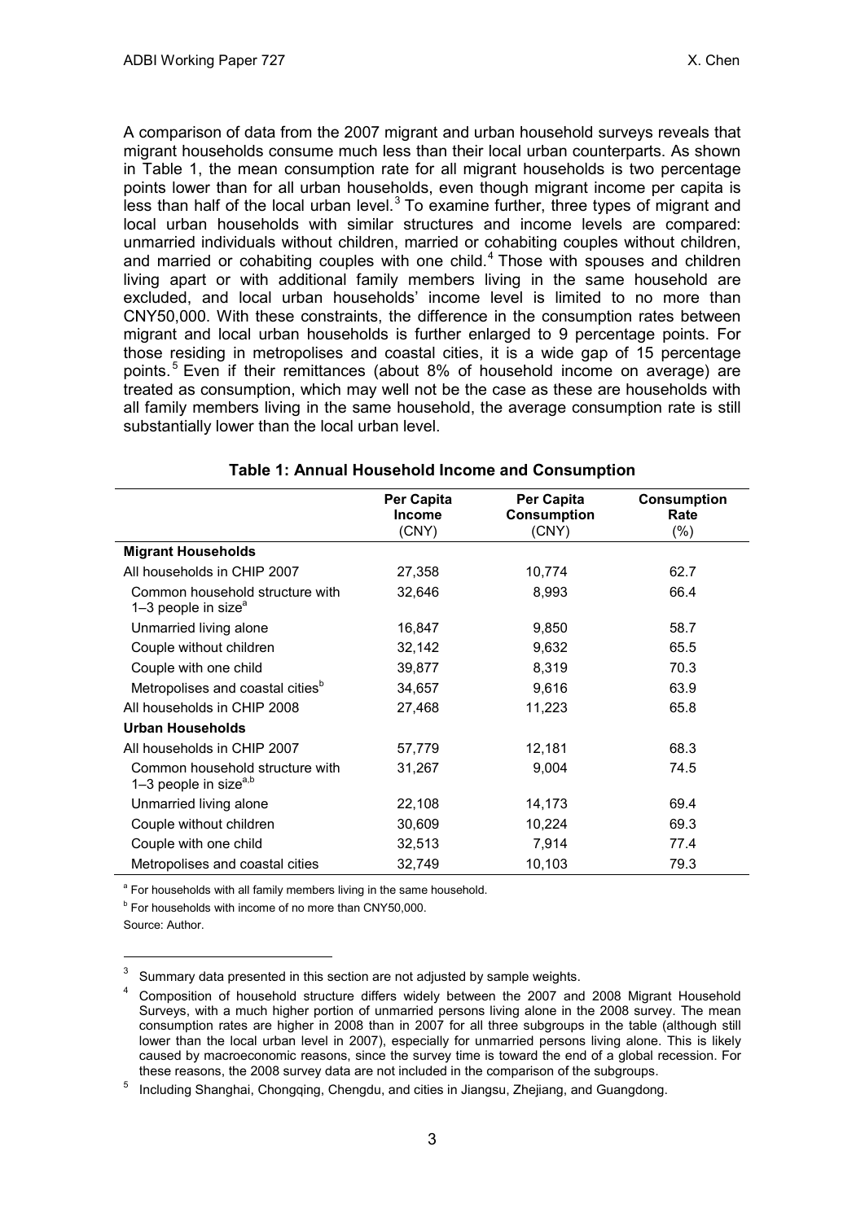A comparison of data from the 2007 migrant and urban household surveys reveals that migrant households consume much less than their local urban counterparts. As shown in Table 1, the mean consumption rate for all migrant households is two percentage points lower than for all urban households, even though migrant income per capita is less than half of the local urban level.[3] To examine further, three types of migrant and local urban households with similar structures and income levels are compared: unmarried individuals without children, married or cohabiting couples without children, and married or cohabiting couples with one child.[4] Those with spouses and children living apart or with additional family members living in the same household are excluded, and local urban households' income level is limited to no more than CNY50,000. With these constraints, the difference in the consumption rates between migrant and local urban households is further enlarged to 9 percentage points. For those residing in metropolises and coastal cities, it is a wide gap of 15 percentage points.[5] Even if their remittances (about 8% of household income on average) are treated as consumption, which may well not be the case as these are households with all family members living in the same household, the average consumption rate is still substantially lower than the local urban level.

**Table 1: Annual Household Income and Consumption**

| | Per Capita Income (CNY) | Per Capita Consumption (CNY) | Consumption Rate (%) |
|---|---|---|---|
| **Migrant Households** | | | |
| All households in CHIP 2007 | 27,358 | 10,774 | 62.7 |
| Common household structure with 1–3 people in size[a] | 32,646 | 8,993 | 66.4 |
| Unmarried living alone | 16,847 | 9,850 | 58.7 |
| Couple without children | 32,142 | 9,632 | 65.5 |
| Couple with one child | 39,877 | 8,319 | 70.3 |
| Metropolises and coastal cities[b] | 34,657 | 9,616 | 63.9 |
| All households in CHIP 2008 | 27,468 | 11,223 | 65.8 |
| **Urban Households** | | | |
| All households in CHIP 2007 | 57,779 | 12,181 | 68.3 |
| Common household structure with 1–3 people in size[a,b] | 31,267 | 9,004 | 74.5 |
| Unmarried living alone | 22,108 | 14,173 | 69.4 |
| Couple without children | 30,609 | 10,224 | 69.3 |
| Couple with one child | 32,513 | 7,914 | 77.4 |
| Metropolises and coastal cities | 32,749 | 10,103 | 79.3 |

[a] For households with all family members living in the same household.

[b] For households with income of no more than CNY50,000.

Source: Author.

---

[3] Summary data presented in this section are not adjusted by sample weights.

[4] Composition of household structure differs widely between the 2007 and 2008 Migrant Household Surveys, with a much higher portion of unmarried persons living alone in the 2008 survey. The mean consumption rates are higher in 2008 than in 2007 for all three subgroups in the table (although still lower than the local urban level in 2007), especially for unmarried persons living alone. This is likely caused by macroeconomic reasons, since the survey time is toward the end of a global recession. For these reasons, the 2008 survey data are not included in the comparison of the subgroups.

[5] Including Shanghai, Chongqing, Chengdu, and cities in Jiangsu, Zhejiang, and Guangdong.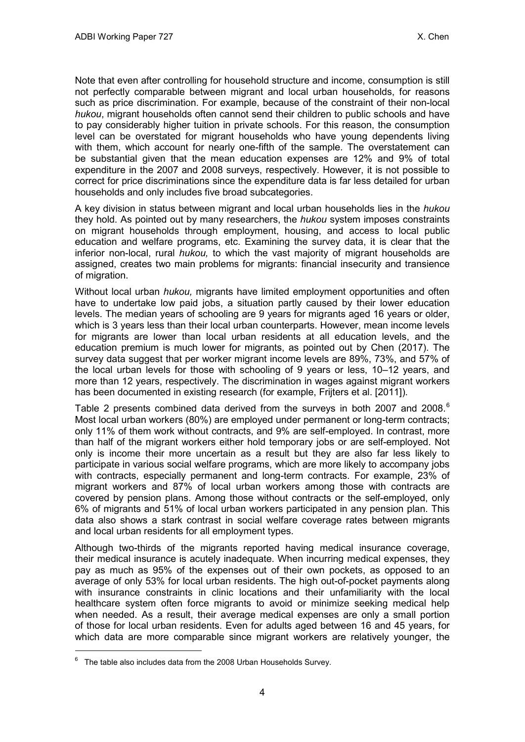Note that even after controlling for household structure and income, consumption is still not perfectly comparable between migrant and local urban households, for reasons such as price discrimination. For example, because of the constraint of their non-local *hukou*, migrant households often cannot send their children to public schools and have to pay considerably higher tuition in private schools. For this reason, the consumption level can be overstated for migrant households who have young dependents living with them, which account for nearly one-fifth of the sample. The overstatement can be substantial given that the mean education expenses are 12% and 9% of total expenditure in the 2007 and 2008 surveys, respectively. However, it is not possible to correct for price discriminations since the expenditure data is far less detailed for urban households and only includes five broad subcategories.

A key division in status between migrant and local urban households lies in the *hukou* they hold. As pointed out by many researchers, the *hukou* system imposes constraints on migrant households through employment, housing, and access to local public education and welfare programs, etc. Examining the survey data, it is clear that the inferior non-local, rural *hukou,* to which the vast majority of migrant households are assigned, creates two main problems for migrants: financial insecurity and transience of migration.

Without local urban *hukou,* migrants have limited employment opportunities and often have to undertake low paid jobs, a situation partly caused by their lower education levels. The median years of schooling are 9 years for migrants aged 16 years or older, which is 3 years less than their local urban counterparts. However, mean income levels for migrants are lower than local urban residents at all education levels, and the education premium is much lower for migrants, as pointed out by Chen (2017). The survey data suggest that per worker migrant income levels are 89%, 73%, and 57% of the local urban levels for those with schooling of 9 years or less, 10–12 years, and more than 12 years, respectively. The discrimination in wages against migrant workers has been documented in existing research (for example, Frijters et al. [2011]).

Table 2 presents combined data derived from the surveys in both 2007 and 2008.[6] Most local urban workers (80%) are employed under permanent or long-term contracts; only 11% of them work without contracts, and 9% are self-employed. In contrast, more than half of the migrant workers either hold temporary jobs or are self-employed. Not only is income their more uncertain as a result but they are also far less likely to participate in various social welfare programs, which are more likely to accompany jobs with contracts, especially permanent and long-term contracts. For example, 23% of migrant workers and 87% of local urban workers among those with contracts are covered by pension plans. Among those without contracts or the self-employed, only 6% of migrants and 51% of local urban workers participated in any pension plan. This data also shows a stark contrast in social welfare coverage rates between migrants and local urban residents for all employment types.

Although two-thirds of the migrants reported having medical insurance coverage, their medical insurance is acutely inadequate. When incurring medical expenses, they pay as much as 95% of the expenses out of their own pockets, as opposed to an average of only 53% for local urban residents. The high out-of-pocket payments along with insurance constraints in clinic locations and their unfamiliarity with the local healthcare system often force migrants to avoid or minimize seeking medical help when needed. As a result, their average medical expenses are only a small portion of those for local urban residents. Even for adults aged between 16 and 45 years, for which data are more comparable since migrant workers are relatively younger, the

[6] The table also includes data from the 2008 Urban Households Survey.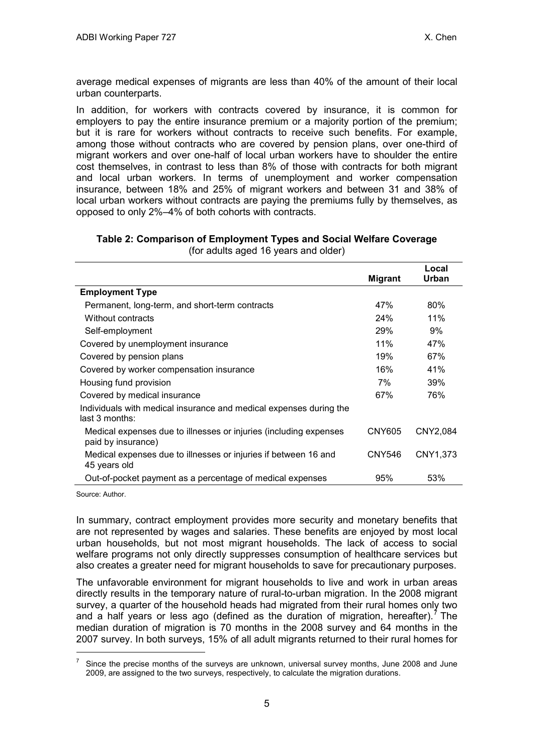average medical expenses of migrants are less than 40% of the amount of their local urban counterparts.

In addition, for workers with contracts covered by insurance, it is common for employers to pay the entire insurance premium or a majority portion of the premium; but it is rare for workers without contracts to receive such benefits. For example, among those without contracts who are covered by pension plans, over one-third of migrant workers and over one-half of local urban workers have to shoulder the entire cost themselves, in contrast to less than 8% of those with contracts for both migrant and local urban workers. In terms of unemployment and worker compensation insurance, between 18% and 25% of migrant workers and between 31 and 38% of local urban workers without contracts are paying the premiums fully by themselves, as opposed to only 2%–4% of both cohorts with contracts.

**Table 2: Comparison of Employment Types and Social Welfare Coverage**
(for adults aged 16 years and older)

| | Migrant | Local Urban |
|---|---|---|
| **Employment Type** | | |
| Permanent, long-term, and short-term contracts | 47% | 80% |
| Without contracts | 24% | 11% |
| Self-employment | 29% | 9% |
| Covered by unemployment insurance | 11% | 47% |
| Covered by pension plans | 19% | 67% |
| Covered by worker compensation insurance | 16% | 41% |
| Housing fund provision | 7% | 39% |
| Covered by medical insurance | 67% | 76% |
| Individuals with medical insurance and medical expenses during the last 3 months: | | |
| Medical expenses due to illnesses or injuries (including expenses paid by insurance) | CNY605 | CNY2,084 |
| Medical expenses due to illnesses or injuries if between 16 and 45 years old | CNY546 | CNY1,373 |
| Out-of-pocket payment as a percentage of medical expenses | 95% | 53% |

Source: Author.

In summary, contract employment provides more security and monetary benefits that are not represented by wages and salaries. These benefits are enjoyed by most local urban households, but not most migrant households. The lack of access to social welfare programs not only directly suppresses consumption of healthcare services but also creates a greater need for migrant households to save for precautionary purposes.

The unfavorable environment for migrant households to live and work in urban areas directly results in the temporary nature of rural-to-urban migration. In the 2008 migrant survey, a quarter of the household heads had migrated from their rural homes only two and a half years or less ago (defined as the duration of migration, hereafter).[7] The median duration of migration is 70 months in the 2008 survey and 64 months in the 2007 survey. In both surveys, 15% of all adult migrants returned to their rural homes for

[7] Since the precise months of the surveys are unknown, universal survey months, June 2008 and June 2009, are assigned to the two surveys, respectively, to calculate the migration durations.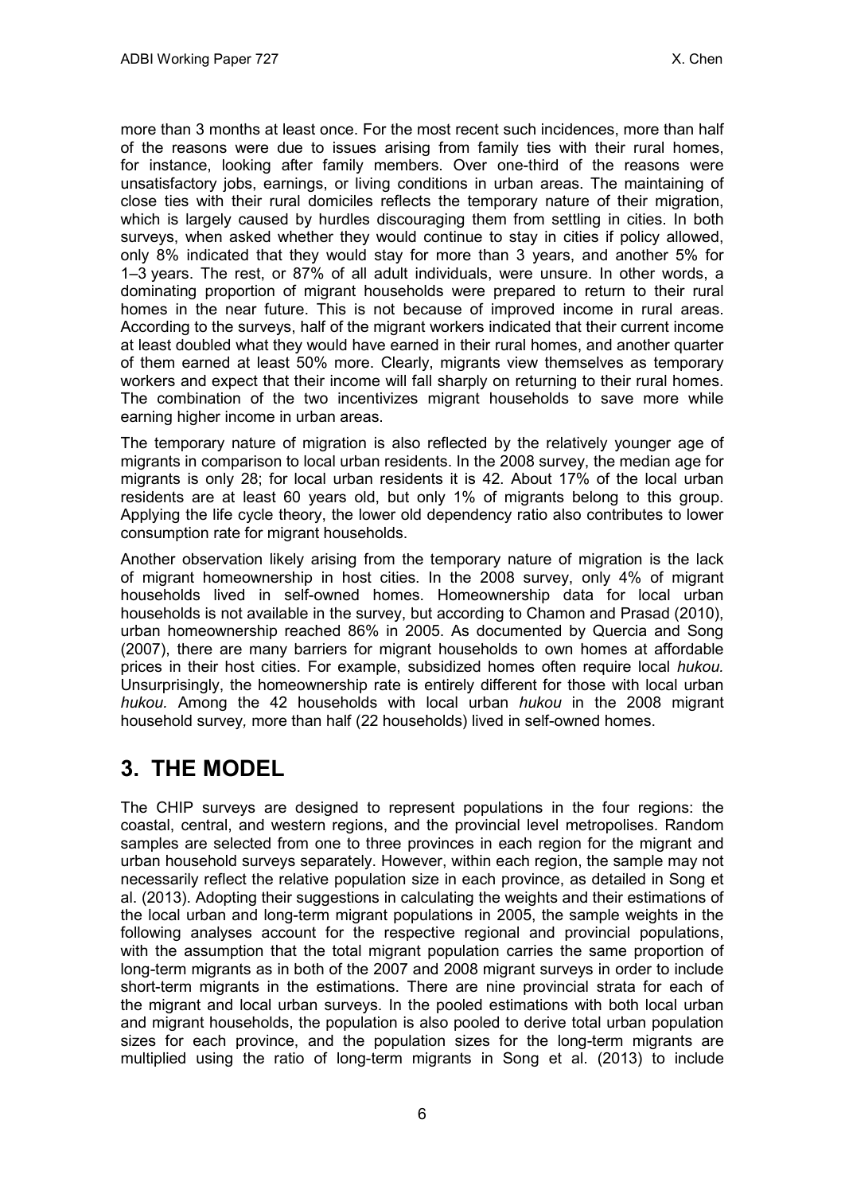more than 3 months at least once. For the most recent such incidences, more than half of the reasons were due to issues arising from family ties with their rural homes, for instance, looking after family members. Over one-third of the reasons were unsatisfactory jobs, earnings, or living conditions in urban areas. The maintaining of close ties with their rural domiciles reflects the temporary nature of their migration, which is largely caused by hurdles discouraging them from settling in cities. In both surveys, when asked whether they would continue to stay in cities if policy allowed, only 8% indicated that they would stay for more than 3 years, and another 5% for 1–3 years. The rest, or 87% of all adult individuals, were unsure. In other words, a dominating proportion of migrant households were prepared to return to their rural homes in the near future. This is not because of improved income in rural areas. According to the surveys, half of the migrant workers indicated that their current income at least doubled what they would have earned in their rural homes, and another quarter of them earned at least 50% more. Clearly, migrants view themselves as temporary workers and expect that their income will fall sharply on returning to their rural homes. The combination of the two incentivizes migrant households to save more while earning higher income in urban areas.

The temporary nature of migration is also reflected by the relatively younger age of migrants in comparison to local urban residents. In the 2008 survey, the median age for migrants is only 28; for local urban residents it is 42. About 17% of the local urban residents are at least 60 years old, but only 1% of migrants belong to this group. Applying the life cycle theory, the lower old dependency ratio also contributes to lower consumption rate for migrant households.

Another observation likely arising from the temporary nature of migration is the lack of migrant homeownership in host cities. In the 2008 survey, only 4% of migrant households lived in self-owned homes. Homeownership data for local urban households is not available in the survey, but according to Chamon and Prasad (2010), urban homeownership reached 86% in 2005. As documented by Quercia and Song (2007), there are many barriers for migrant households to own homes at affordable prices in their host cities. For example, subsidized homes often require local *hukou.* Unsurprisingly, the homeownership rate is entirely different for those with local urban *hukou.* Among the 42 households with local urban *hukou* in the 2008 migrant household survey*,* more than half (22 households) lived in self-owned homes.

# 3. THE MODEL

The CHIP surveys are designed to represent populations in the four regions: the coastal, central, and western regions, and the provincial level metropolises. Random samples are selected from one to three provinces in each region for the migrant and urban household surveys separately. However, within each region, the sample may not necessarily reflect the relative population size in each province, as detailed in Song et al. (2013). Adopting their suggestions in calculating the weights and their estimations of the local urban and long-term migrant populations in 2005, the sample weights in the following analyses account for the respective regional and provincial populations, with the assumption that the total migrant population carries the same proportion of long-term migrants as in both of the 2007 and 2008 migrant surveys in order to include short-term migrants in the estimations. There are nine provincial strata for each of the migrant and local urban surveys. In the pooled estimations with both local urban and migrant households, the population is also pooled to derive total urban population sizes for each province, and the population sizes for the long-term migrants are multiplied using the ratio of long-term migrants in Song et al. (2013) to include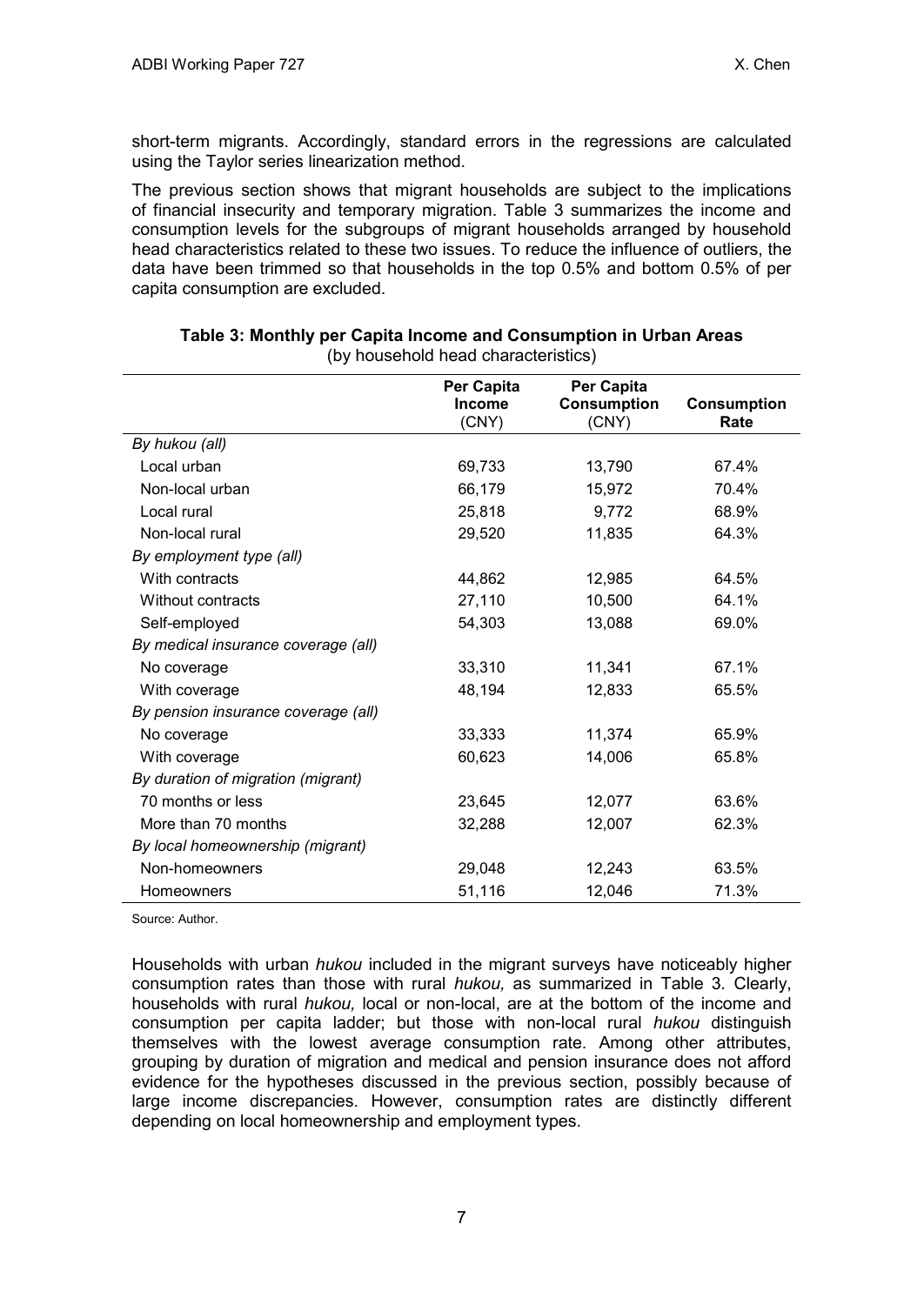short-term migrants. Accordingly, standard errors in the regressions are calculated using the Taylor series linearization method.

The previous section shows that migrant households are subject to the implications of financial insecurity and temporary migration. Table 3 summarizes the income and consumption levels for the subgroups of migrant households arranged by household head characteristics related to these two issues. To reduce the influence of outliers, the data have been trimmed so that households in the top 0.5% and bottom 0.5% of per capita consumption are excluded.

**Table 3: Monthly per Capita Income and Consumption in Urban Areas**
(by household head characteristics)

| | Per Capita Income (CNY) | Per Capita Consumption (CNY) | Consumption Rate |
|---|---|---|---|
| *By hukou (all)* | | | |
| Local urban | 69,733 | 13,790 | 67.4% |
| Non-local urban | 66,179 | 15,972 | 70.4% |
| Local rural | 25,818 | 9,772 | 68.9% |
| Non-local rural | 29,520 | 11,835 | 64.3% |
| *By employment type (all)* | | | |
| With contracts | 44,862 | 12,985 | 64.5% |
| Without contracts | 27,110 | 10,500 | 64.1% |
| Self-employed | 54,303 | 13,088 | 69.0% |
| *By medical insurance coverage (all)* | | | |
| No coverage | 33,310 | 11,341 | 67.1% |
| With coverage | 48,194 | 12,833 | 65.5% |
| *By pension insurance coverage (all)* | | | |
| No coverage | 33,333 | 11,374 | 65.9% |
| With coverage | 60,623 | 14,006 | 65.8% |
| *By duration of migration (migrant)* | | | |
| 70 months or less | 23,645 | 12,077 | 63.6% |
| More than 70 months | 32,288 | 12,007 | 62.3% |
| *By local homeownership (migrant)* | | | |
| Non-homeowners | 29,048 | 12,243 | 63.5% |
| Homeowners | 51,116 | 12,046 | 71.3% |

Source: Author.

Households with urban *hukou* included in the migrant surveys have noticeably higher consumption rates than those with rural *hukou,* as summarized in Table 3. Clearly, households with rural *hukou,* local or non-local, are at the bottom of the income and consumption per capita ladder; but those with non-local rural *hukou* distinguish themselves with the lowest average consumption rate. Among other attributes, grouping by duration of migration and medical and pension insurance does not afford evidence for the hypotheses discussed in the previous section, possibly because of large income discrepancies. However, consumption rates are distinctly different depending on local homeownership and employment types.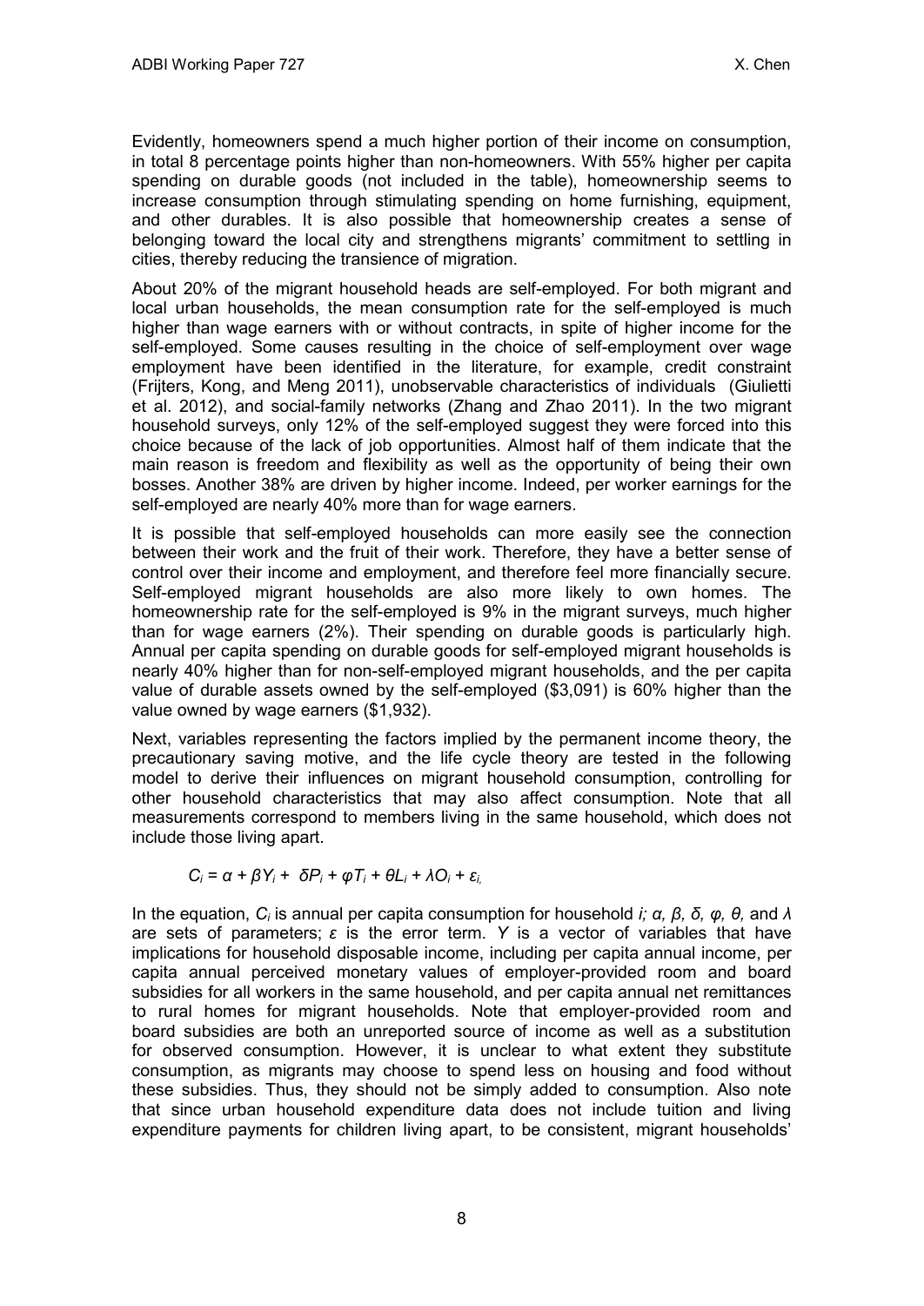Evidently, homeowners spend a much higher portion of their income on consumption, in total 8 percentage points higher than non-homeowners. With 55% higher per capita spending on durable goods (not included in the table), homeownership seems to increase consumption through stimulating spending on home furnishing, equipment, and other durables. It is also possible that homeownership creates a sense of belonging toward the local city and strengthens migrants' commitment to settling in cities, thereby reducing the transience of migration.

About 20% of the migrant household heads are self-employed. For both migrant and local urban households, the mean consumption rate for the self-employed is much higher than wage earners with or without contracts, in spite of higher income for the self-employed. Some causes resulting in the choice of self-employment over wage employment have been identified in the literature, for example, credit constraint (Frijters, Kong, and Meng 2011), unobservable characteristics of individuals (Giulietti et al. 2012), and social-family networks (Zhang and Zhao 2011). In the two migrant household surveys, only 12% of the self-employed suggest they were forced into this choice because of the lack of job opportunities. Almost half of them indicate that the main reason is freedom and flexibility as well as the opportunity of being their own bosses. Another 38% are driven by higher income. Indeed, per worker earnings for the self-employed are nearly 40% more than for wage earners.

It is possible that self-employed households can more easily see the connection between their work and the fruit of their work. Therefore, they have a better sense of control over their income and employment, and therefore feel more financially secure. Self-employed migrant households are also more likely to own homes. The homeownership rate for the self-employed is 9% in the migrant surveys, much higher than for wage earners (2%). Their spending on durable goods is particularly high. Annual per capita spending on durable goods for self-employed migrant households is nearly 40% higher than for non-self-employed migrant households, and the per capita value of durable assets owned by the self-employed ($3,091) is 60% higher than the value owned by wage earners ($1,932).

Next, variables representing the factors implied by the permanent income theory, the precautionary saving motive, and the life cycle theory are tested in the following model to derive their influences on migrant household consumption, controlling for other household characteristics that may also affect consumption. Note that all measurements correspond to members living in the same household, which does not include those living apart.

$$C_i = \alpha + \beta Y_i + \delta P_i + \varphi T_i + \theta L_i + \lambda O_i + \varepsilon_i,$$

In the equation, $C_i$ is annual per capita consumption for household $i$; $\alpha$, $\beta$, $\delta$, $\varphi$, $\theta$, and $\lambda$ are sets of parameters; $\varepsilon$ is the error term. $Y$ is a vector of variables that have implications for household disposable income, including per capita annual income, per capita annual perceived monetary values of employer-provided room and board subsidies for all workers in the same household, and per capita annual net remittances to rural homes for migrant households. Note that employer-provided room and board subsidies are both an unreported source of income as well as a substitution for observed consumption. However, it is unclear to what extent they substitute consumption, as migrants may choose to spend less on housing and food without these subsidies. Thus, they should not be simply added to consumption. Also note that since urban household expenditure data does not include tuition and living expenditure payments for children living apart, to be consistent, migrant households'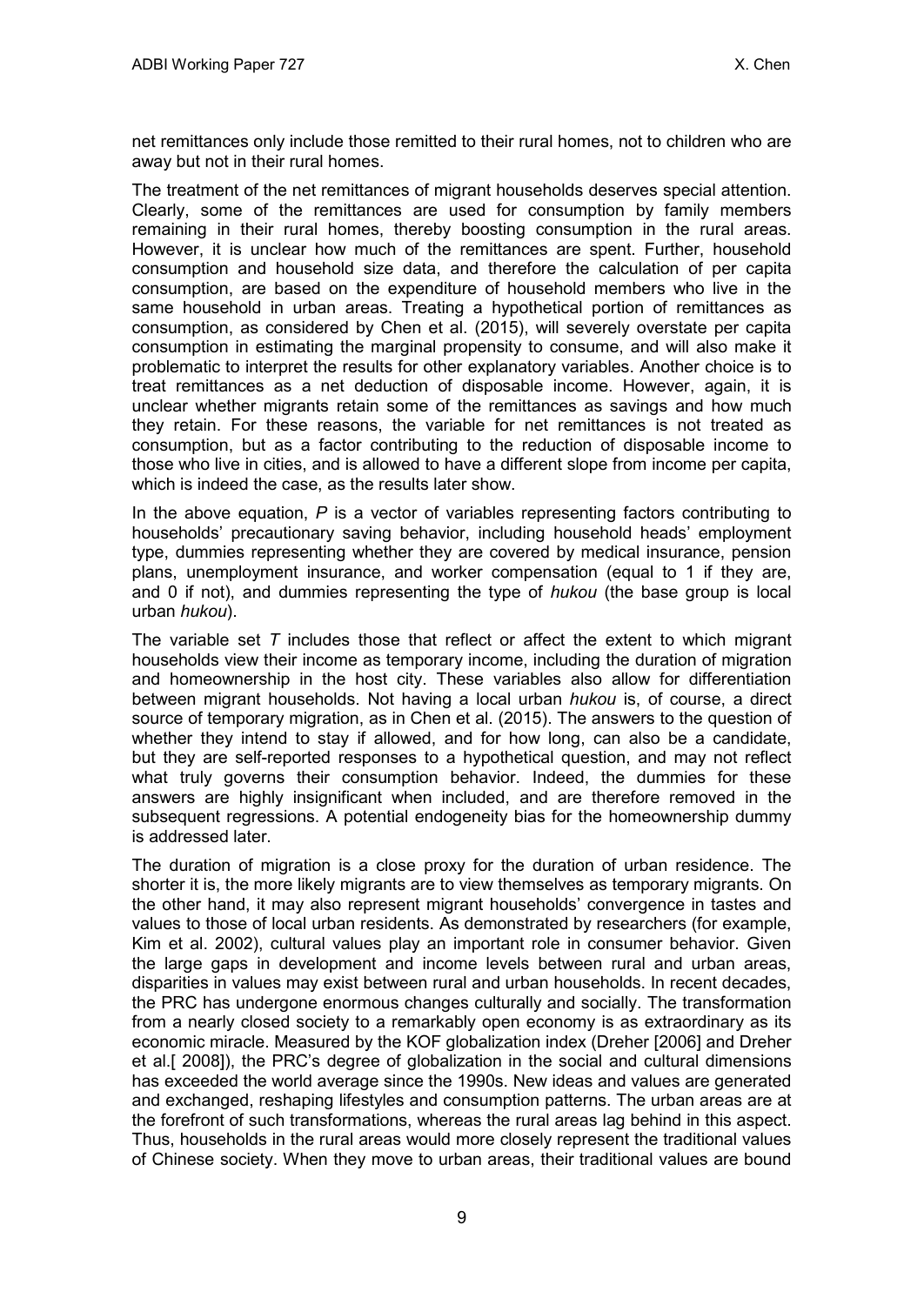net remittances only include those remitted to their rural homes, not to children who are away but not in their rural homes.

The treatment of the net remittances of migrant households deserves special attention. Clearly, some of the remittances are used for consumption by family members remaining in their rural homes, thereby boosting consumption in the rural areas. However, it is unclear how much of the remittances are spent. Further, household consumption and household size data, and therefore the calculation of per capita consumption, are based on the expenditure of household members who live in the same household in urban areas. Treating a hypothetical portion of remittances as consumption, as considered by Chen et al. (2015), will severely overstate per capita consumption in estimating the marginal propensity to consume, and will also make it problematic to interpret the results for other explanatory variables. Another choice is to treat remittances as a net deduction of disposable income. However, again, it is unclear whether migrants retain some of the remittances as savings and how much they retain. For these reasons, the variable for net remittances is not treated as consumption, but as a factor contributing to the reduction of disposable income to those who live in cities, and is allowed to have a different slope from income per capita, which is indeed the case, as the results later show.

In the above equation, $P$ is a vector of variables representing factors contributing to households' precautionary saving behavior, including household heads' employment type, dummies representing whether they are covered by medical insurance, pension plans, unemployment insurance, and worker compensation (equal to 1 if they are, and 0 if not), and dummies representing the type of *hukou* (the base group is local urban *hukou*).

The variable set $T$ includes those that reflect or affect the extent to which migrant households view their income as temporary income, including the duration of migration and homeownership in the host city. These variables also allow for differentiation between migrant households. Not having a local urban *hukou* is, of course, a direct source of temporary migration, as in Chen et al. (2015). The answers to the question of whether they intend to stay if allowed, and for how long, can also be a candidate, but they are self-reported responses to a hypothetical question, and may not reflect what truly governs their consumption behavior. Indeed, the dummies for these answers are highly insignificant when included, and are therefore removed in the subsequent regressions. A potential endogeneity bias for the homeownership dummy is addressed later.

The duration of migration is a close proxy for the duration of urban residence. The shorter it is, the more likely migrants are to view themselves as temporary migrants. On the other hand, it may also represent migrant households' convergence in tastes and values to those of local urban residents. As demonstrated by researchers (for example, Kim et al. 2002), cultural values play an important role in consumer behavior. Given the large gaps in development and income levels between rural and urban areas, disparities in values may exist between rural and urban households. In recent decades, the PRC has undergone enormous changes culturally and socially. The transformation from a nearly closed society to a remarkably open economy is as extraordinary as its economic miracle. Measured by the KOF globalization index (Dreher [2006] and Dreher et al.[ 2008]), the PRC's degree of globalization in the social and cultural dimensions has exceeded the world average since the 1990s. New ideas and values are generated and exchanged, reshaping lifestyles and consumption patterns. The urban areas are at the forefront of such transformations, whereas the rural areas lag behind in this aspect. Thus, households in the rural areas would more closely represent the traditional values of Chinese society. When they move to urban areas, their traditional values are bound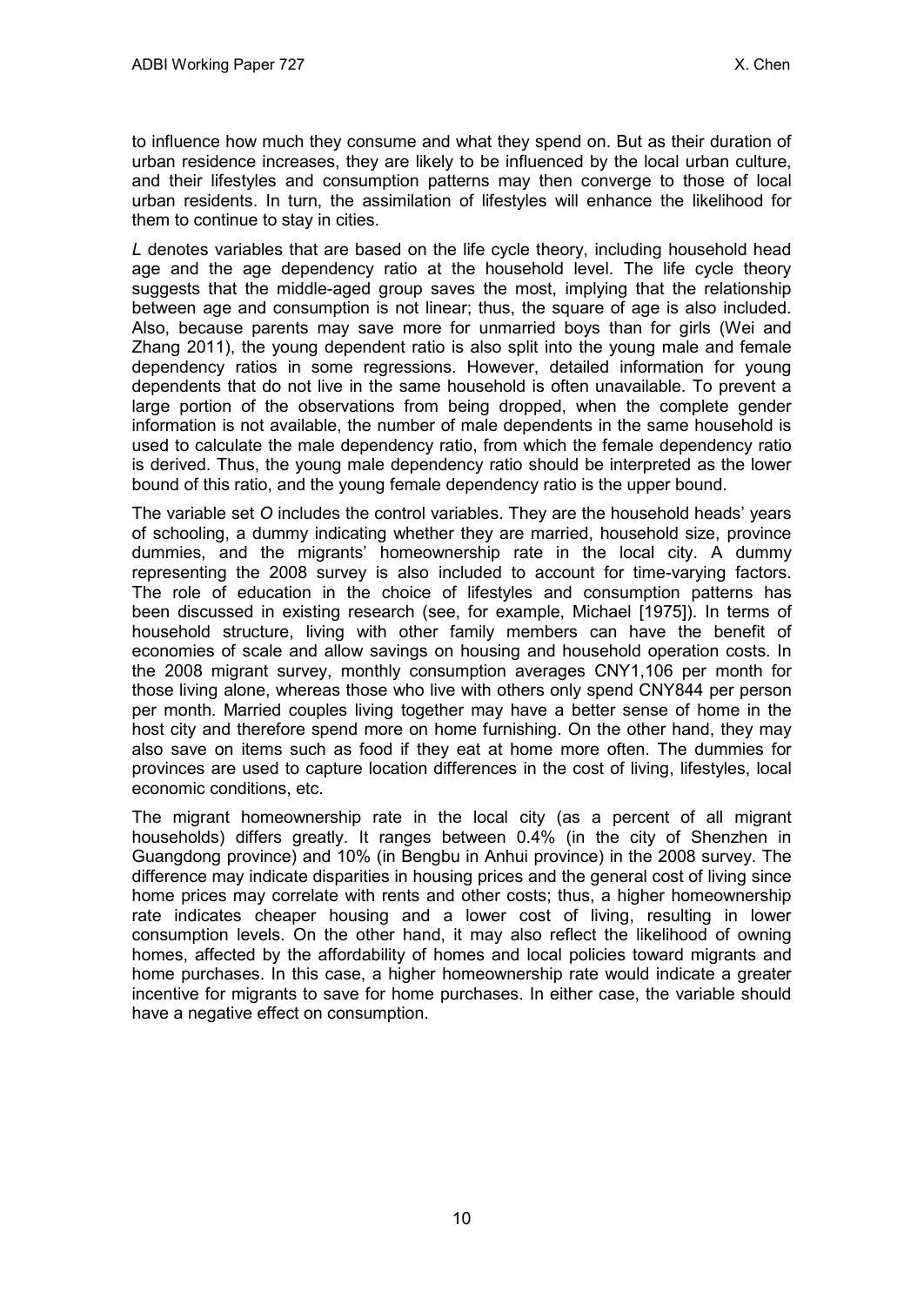to influence how much they consume and what they spend on. But as their duration of urban residence increases, they are likely to be influenced by the local urban culture, and their lifestyles and consumption patterns may then converge to those of local urban residents. In turn, the assimilation of lifestyles will enhance the likelihood for them to continue to stay in cities.

*L* denotes variables that are based on the life cycle theory, including household head age and the age dependency ratio at the household level. The life cycle theory suggests that the middle-aged group saves the most, implying that the relationship between age and consumption is not linear; thus, the square of age is also included. Also, because parents may save more for unmarried boys than for girls (Wei and Zhang 2011), the young dependent ratio is also split into the young male and female dependency ratios in some regressions. However, detailed information for young dependents that do not live in the same household is often unavailable. To prevent a large portion of the observations from being dropped, when the complete gender information is not available, the number of male dependents in the same household is used to calculate the male dependency ratio, from which the female dependency ratio is derived. Thus, the young male dependency ratio should be interpreted as the lower bound of this ratio, and the young female dependency ratio is the upper bound.

The variable set *O* includes the control variables. They are the household heads' years of schooling, a dummy indicating whether they are married, household size, province dummies, and the migrants' homeownership rate in the local city. A dummy representing the 2008 survey is also included to account for time-varying factors. The role of education in the choice of lifestyles and consumption patterns has been discussed in existing research (see, for example, Michael [1975]). In terms of household structure, living with other family members can have the benefit of economies of scale and allow savings on housing and household operation costs. In the 2008 migrant survey, monthly consumption averages CNY1,106 per month for those living alone, whereas those who live with others only spend CNY844 per person per month. Married couples living together may have a better sense of home in the host city and therefore spend more on home furnishing. On the other hand, they may also save on items such as food if they eat at home more often. The dummies for provinces are used to capture location differences in the cost of living, lifestyles, local economic conditions, etc.

The migrant homeownership rate in the local city (as a percent of all migrant households) differs greatly. It ranges between 0.4% (in the city of Shenzhen in Guangdong province) and 10% (in Bengbu in Anhui province) in the 2008 survey. The difference may indicate disparities in housing prices and the general cost of living since home prices may correlate with rents and other costs; thus, a higher homeownership rate indicates cheaper housing and a lower cost of living, resulting in lower consumption levels. On the other hand, it may also reflect the likelihood of owning homes, affected by the affordability of homes and local policies toward migrants and home purchases. In this case, a higher homeownership rate would indicate a greater incentive for migrants to save for home purchases. In either case, the variable should have a negative effect on consumption.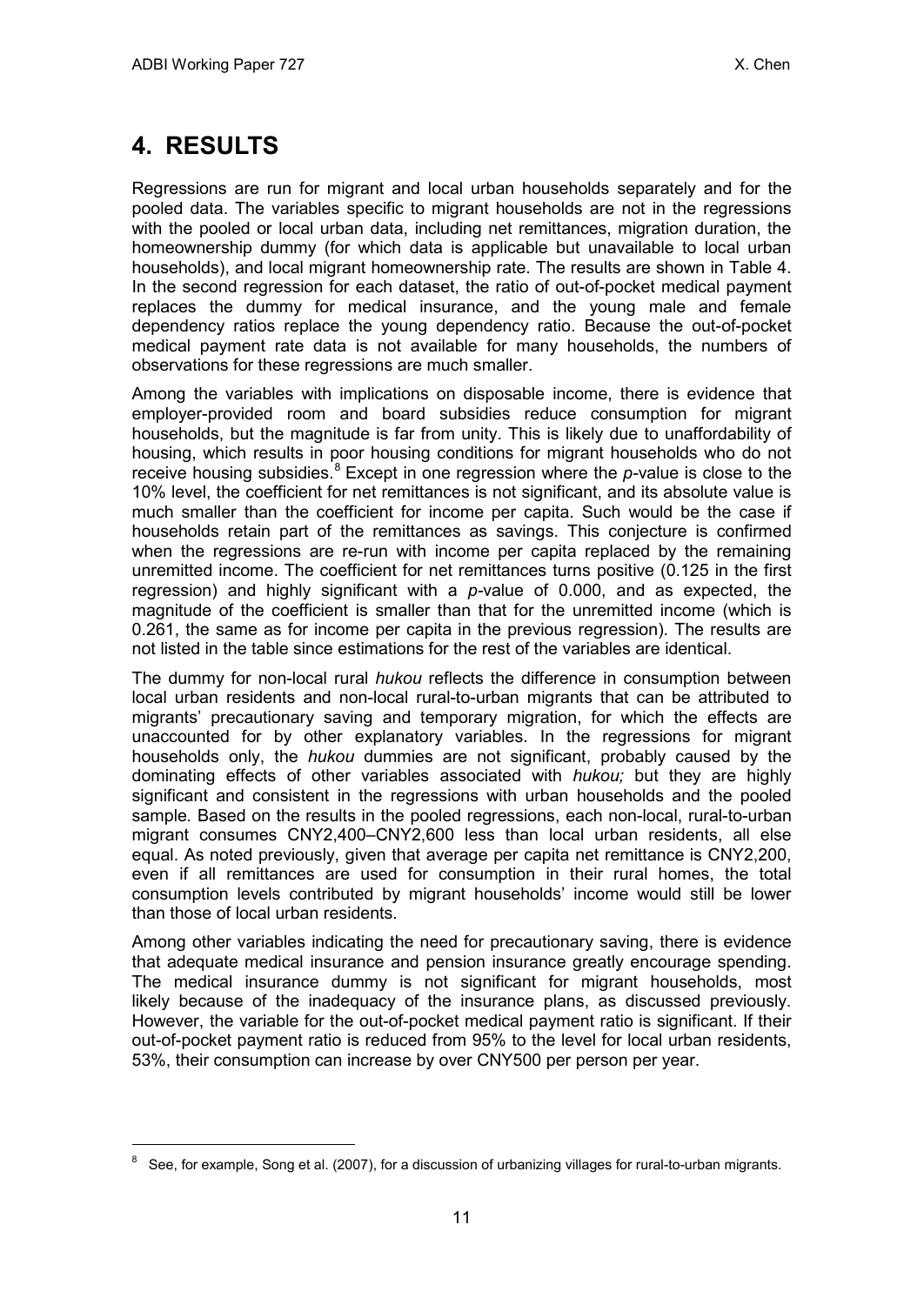# 4. RESULTS

Regressions are run for migrant and local urban households separately and for the pooled data. The variables specific to migrant households are not in the regressions with the pooled or local urban data, including net remittances, migration duration, the homeownership dummy (for which data is applicable but unavailable to local urban households), and local migrant homeownership rate. The results are shown in Table 4. In the second regression for each dataset, the ratio of out-of-pocket medical payment replaces the dummy for medical insurance, and the young male and female dependency ratios replace the young dependency ratio. Because the out-of-pocket medical payment rate data is not available for many households, the numbers of observations for these regressions are much smaller.

Among the variables with implications on disposable income, there is evidence that employer-provided room and board subsidies reduce consumption for migrant households, but the magnitude is far from unity. This is likely due to unaffordability of housing, which results in poor housing conditions for migrant households who do not receive housing subsidies.[8] Except in one regression where the *p*-value is close to the 10% level, the coefficient for net remittances is not significant, and its absolute value is much smaller than the coefficient for income per capita. Such would be the case if households retain part of the remittances as savings. This conjecture is confirmed when the regressions are re-run with income per capita replaced by the remaining unremitted income. The coefficient for net remittances turns positive (0.125 in the first regression) and highly significant with a *p*-value of 0.000, and as expected, the magnitude of the coefficient is smaller than that for the unremitted income (which is 0.261, the same as for income per capita in the previous regression). The results are not listed in the table since estimations for the rest of the variables are identical.

The dummy for non-local rural *hukou* reflects the difference in consumption between local urban residents and non-local rural-to-urban migrants that can be attributed to migrants' precautionary saving and temporary migration, for which the effects are unaccounted for by other explanatory variables. In the regressions for migrant households only, the *hukou* dummies are not significant, probably caused by the dominating effects of other variables associated with *hukou;* but they are highly significant and consistent in the regressions with urban households and the pooled sample. Based on the results in the pooled regressions, each non-local, rural-to-urban migrant consumes CNY2,400–CNY2,600 less than local urban residents, all else equal. As noted previously, given that average per capita net remittance is CNY2,200, even if all remittances are used for consumption in their rural homes, the total consumption levels contributed by migrant households' income would still be lower than those of local urban residents.

Among other variables indicating the need for precautionary saving, there is evidence that adequate medical insurance and pension insurance greatly encourage spending. The medical insurance dummy is not significant for migrant households, most likely because of the inadequacy of the insurance plans, as discussed previously. However, the variable for the out-of-pocket medical payment ratio is significant. If their out-of-pocket payment ratio is reduced from 95% to the level for local urban residents, 53%, their consumption can increase by over CNY500 per person per year.

---

[8] See, for example, Song et al. (2007), for a discussion of urbanizing villages for rural-to-urban migrants.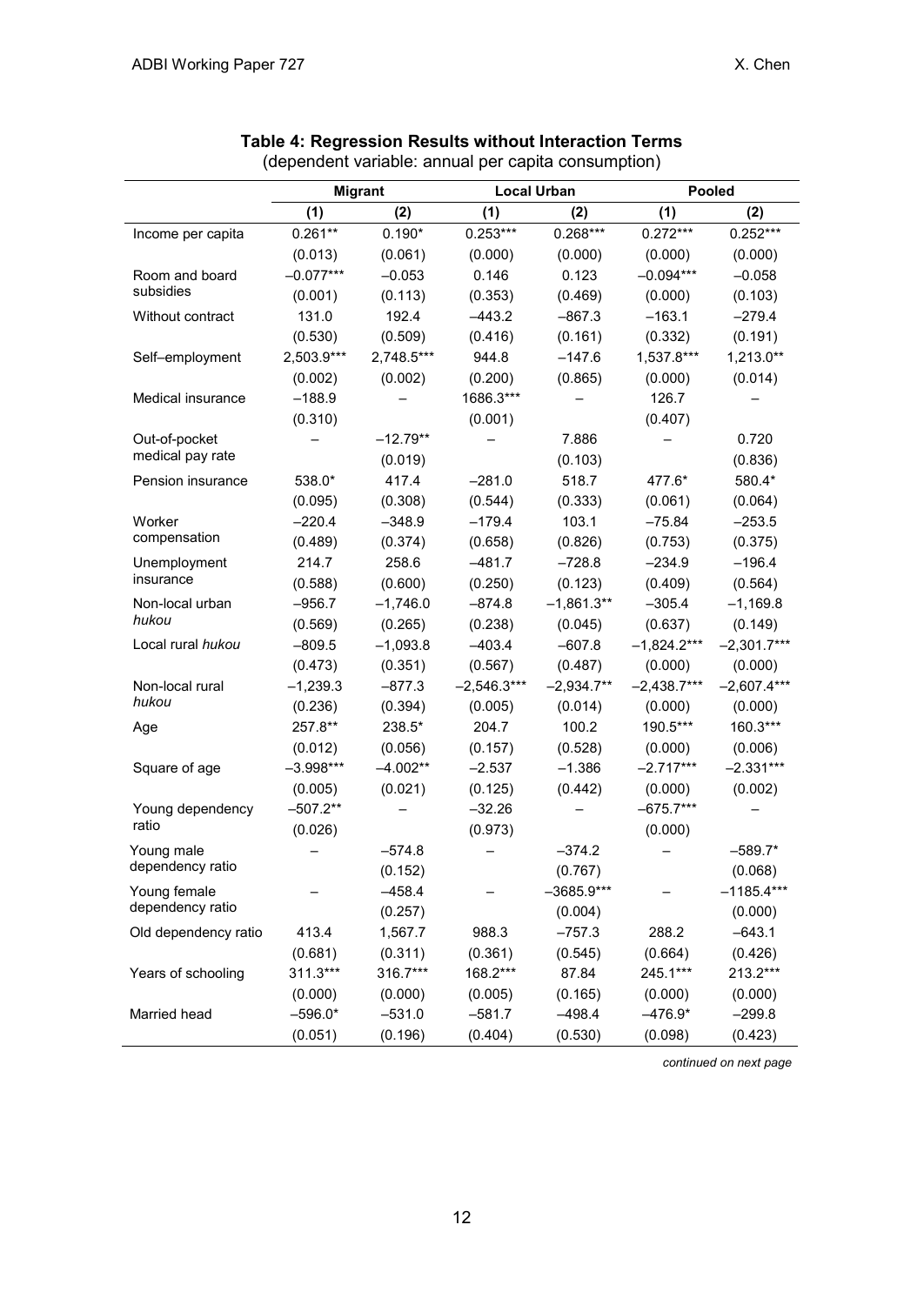**Table 4: Regression Results without Interaction Terms**
(dependent variable: annual per capita consumption)

| | Migrant | | Local Urban | | Pooled | |
|---|---|---|---|---|---|---|
| | (1) | (2) | (1) | (2) | (1) | (2) |
| Income per capita | 0.261** | 0.190* | 0.253*** | 0.268*** | 0.272*** | 0.252*** |
| | (0.013) | (0.061) | (0.000) | (0.000) | (0.000) | (0.000) |
| Room and board subsidies | –0.077*** | –0.053 | 0.146 | 0.123 | –0.094*** | –0.058 |
| | (0.001) | (0.113) | (0.353) | (0.469) | (0.000) | (0.103) |
| Without contract | 131.0 | 192.4 | –443.2 | –867.3 | –163.1 | –279.4 |
| | (0.530) | (0.509) | (0.416) | (0.161) | (0.332) | (0.191) |
| Self–employment | 2,503.9*** | 2,748.5*** | 944.8 | –147.6 | 1,537.8*** | 1,213.0** |
| | (0.002) | (0.002) | (0.200) | (0.865) | (0.000) | (0.014) |
| Medical insurance | –188.9 | – | 1686.3*** | – | 126.7 | – |
| | (0.310) | | (0.001) | | (0.407) | |
| Out-of-pocket medical pay rate | – | –12.79** | – | 7.886 | – | 0.720 |
| | | (0.019) | | (0.103) | | (0.836) |
| Pension insurance | 538.0* | 417.4 | –281.0 | 518.7 | 477.6* | 580.4* |
| | (0.095) | (0.308) | (0.544) | (0.333) | (0.061) | (0.064) |
| Worker compensation | –220.4 | –348.9 | –179.4 | 103.1 | –75.84 | –253.5 |
| | (0.489) | (0.374) | (0.658) | (0.826) | (0.753) | (0.375) |
| Unemployment insurance | 214.7 | 258.6 | –481.7 | –728.8 | –234.9 | –196.4 |
| | (0.588) | (0.600) | (0.250) | (0.123) | (0.409) | (0.564) |
| Non-local urban *hukou* | –956.7 | –1,746.0 | –874.8 | –1,861.3** | –305.4 | –1,169.8 |
| | (0.569) | (0.265) | (0.238) | (0.045) | (0.637) | (0.149) |
| Local rural *hukou* | –809.5 | –1,093.8 | –403.4 | –607.8 | –1,824.2*** | –2,301.7*** |
| | (0.473) | (0.351) | (0.567) | (0.487) | (0.000) | (0.000) |
| Non-local rural *hukou* | –1,239.3 | –877.3 | –2,546.3*** | –2,934.7** | –2,438.7*** | –2,607.4*** |
| | (0.236) | (0.394) | (0.005) | (0.014) | (0.000) | (0.000) |
| Age | 257.8** | 238.5* | 204.7 | 100.2 | 190.5*** | 160.3*** |
| | (0.012) | (0.056) | (0.157) | (0.528) | (0.000) | (0.006) |
| Square of age | –3.998*** | –4.002** | –2.537 | –1.386 | –2.717*** | –2.331*** |
| | (0.005) | (0.021) | (0.125) | (0.442) | (0.000) | (0.002) |
| Young dependency ratio | –507.2** | – | –32.26 | – | –675.7*** | – |
| | (0.026) | | (0.973) | | (0.000) | |
| Young male dependency ratio | – | –574.8 | – | –374.2 | – | –589.7* |
| | | (0.152) | | (0.767) | | (0.068) |
| Young female dependency ratio | – | –458.4 | – | –3685.9*** | – | –1185.4*** |
| | | (0.257) | | (0.004) | | (0.000) |
| Old dependency ratio | 413.4 | 1,567.7 | 988.3 | –757.3 | 288.2 | –643.1 |
| | (0.681) | (0.311) | (0.361) | (0.545) | (0.664) | (0.426) |
| Years of schooling | 311.3*** | 316.7*** | 168.2*** | 87.84 | 245.1*** | 213.2*** |
| | (0.000) | (0.000) | (0.005) | (0.165) | (0.000) | (0.000) |
| Married head | –596.0* | –531.0 | –581.7 | –498.4 | –476.9* | –299.8 |
| | (0.051) | (0.196) | (0.404) | (0.530) | (0.098) | (0.423) |

*continued on next page*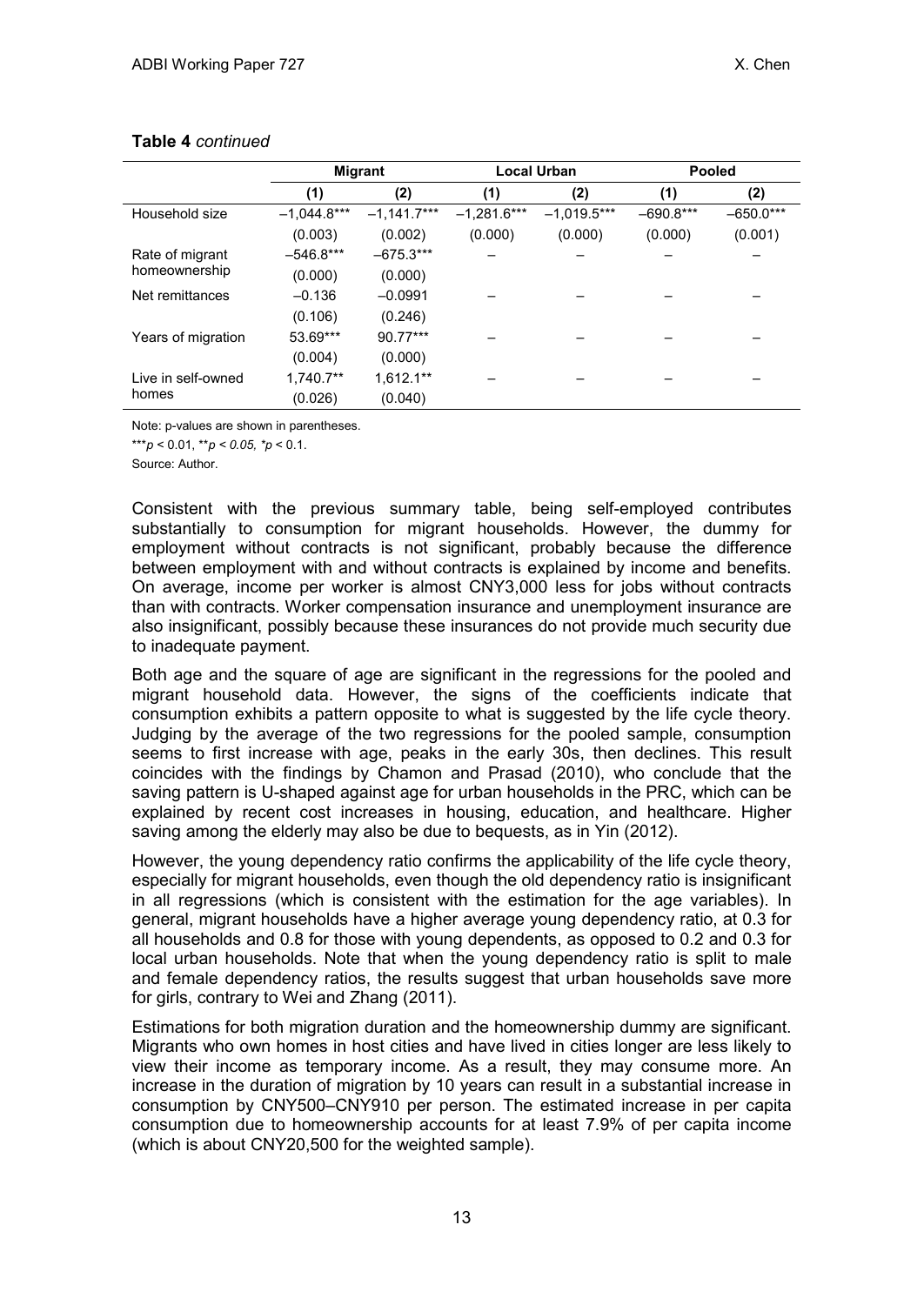**Table 4** *continued*

| | Migrant | | Local Urban | | Pooled | |
|---|---|---|---|---|---|---|
| | (1) | (2) | (1) | (2) | (1) | (2) |
| Household size | –1,044.8*** | –1,141.7*** | –1,281.6*** | –1,019.5*** | –690.8*** | –650.0*** |
| | (0.003) | (0.002) | (0.000) | (0.000) | (0.000) | (0.001) |
| Rate of migrant homeownership | –546.8*** | –675.3*** | – | – | – | – |
| | (0.000) | (0.000) | | | | |
| Net remittances | –0.136 | –0.0991 | – | – | – | – |
| | (0.106) | (0.246) | | | | |
| Years of migration | 53.69*** | 90.77*** | – | – | – | – |
| | (0.004) | (0.000) | | | | |
| Live in self-owned homes | 1,740.7** | 1,612.1** | – | – | – | – |
| | (0.026) | (0.040) | | | | |

Note: p-values are shown in parentheses.

***$p < 0.01$, **$p < 0.05$, *$p < 0.1$.

Source: Author.

Consistent with the previous summary table, being self-employed contributes substantially to consumption for migrant households. However, the dummy for employment without contracts is not significant, probably because the difference between employment with and without contracts is explained by income and benefits. On average, income per worker is almost CNY3,000 less for jobs without contracts than with contracts. Worker compensation insurance and unemployment insurance are also insignificant, possibly because these insurances do not provide much security due to inadequate payment.

Both age and the square of age are significant in the regressions for the pooled and migrant household data. However, the signs of the coefficients indicate that consumption exhibits a pattern opposite to what is suggested by the life cycle theory. Judging by the average of the two regressions for the pooled sample, consumption seems to first increase with age, peaks in the early 30s, then declines. This result coincides with the findings by Chamon and Prasad (2010), who conclude that the saving pattern is U-shaped against age for urban households in the PRC, which can be explained by recent cost increases in housing, education, and healthcare. Higher saving among the elderly may also be due to bequests, as in Yin (2012).

However, the young dependency ratio confirms the applicability of the life cycle theory, especially for migrant households, even though the old dependency ratio is insignificant in all regressions (which is consistent with the estimation for the age variables). In general, migrant households have a higher average young dependency ratio, at 0.3 for all households and 0.8 for those with young dependents, as opposed to 0.2 and 0.3 for local urban households. Note that when the young dependency ratio is split to male and female dependency ratios, the results suggest that urban households save more for girls, contrary to Wei and Zhang (2011).

Estimations for both migration duration and the homeownership dummy are significant. Migrants who own homes in host cities and have lived in cities longer are less likely to view their income as temporary income. As a result, they may consume more. An increase in the duration of migration by 10 years can result in a substantial increase in consumption by CNY500–CNY910 per person. The estimated increase in per capita consumption due to homeownership accounts for at least 7.9% of per capita income (which is about CNY20,500 for the weighted sample).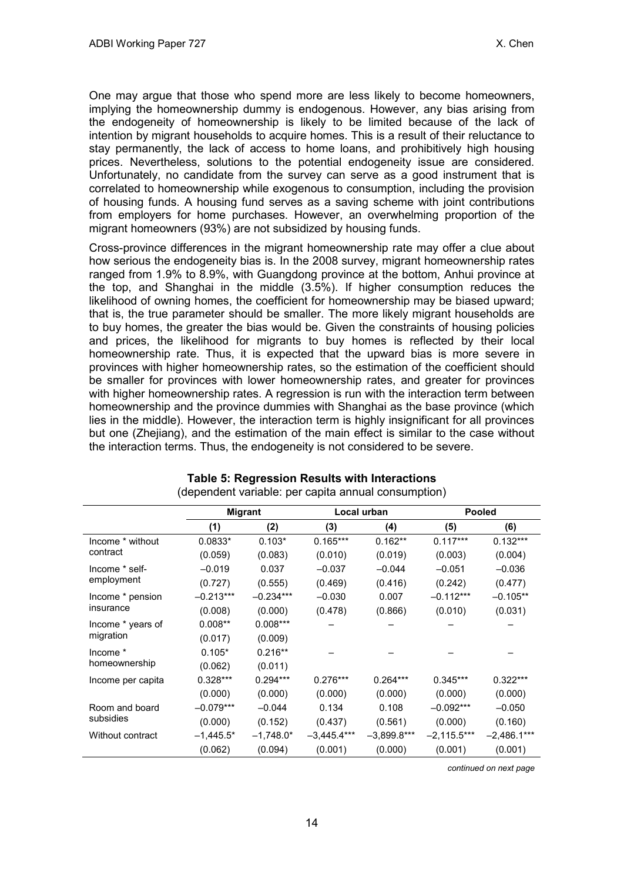One may argue that those who spend more are less likely to become homeowners, implying the homeownership dummy is endogenous. However, any bias arising from the endogeneity of homeownership is likely to be limited because of the lack of intention by migrant households to acquire homes. This is a result of their reluctance to stay permanently, the lack of access to home loans, and prohibitively high housing prices. Nevertheless, solutions to the potential endogeneity issue are considered. Unfortunately, no candidate from the survey can serve as a good instrument that is correlated to homeownership while exogenous to consumption, including the provision of housing funds. A housing fund serves as a saving scheme with joint contributions from employers for home purchases. However, an overwhelming proportion of the migrant homeowners (93%) are not subsidized by housing funds.

Cross-province differences in the migrant homeownership rate may offer a clue about how serious the endogeneity bias is. In the 2008 survey, migrant homeownership rates ranged from 1.9% to 8.9%, with Guangdong province at the bottom, Anhui province at the top, and Shanghai in the middle (3.5%). If higher consumption reduces the likelihood of owning homes, the coefficient for homeownership may be biased upward; that is, the true parameter should be smaller. The more likely migrant households are to buy homes, the greater the bias would be. Given the constraints of housing policies and prices, the likelihood for migrants to buy homes is reflected by their local homeownership rate. Thus, it is expected that the upward bias is more severe in provinces with higher homeownership rates, so the estimation of the coefficient should be smaller for provinces with lower homeownership rates, and greater for provinces with higher homeownership rates. A regression is run with the interaction term between homeownership and the province dummies with Shanghai as the base province (which lies in the middle). However, the interaction term is highly insignificant for all provinces but one (Zhejiang), and the estimation of the main effect is similar to the case without the interaction terms. Thus, the endogeneity is not considered to be severe.

**Table 5: Regression Results with Interactions**

(dependent variable: per capita annual consumption)

| | Migrant | | Local urban | | Pooled | |
|---|---|---|---|---|---|---|
| | (1) | (2) | (3) | (4) | (5) | (6) |
| Income * without contract | 0.0833* | 0.103* | 0.165*** | 0.162** | 0.117*** | 0.132*** |
| | (0.059) | (0.083) | (0.010) | (0.019) | (0.003) | (0.004) |
| Income * self-employment | –0.019 | 0.037 | –0.037 | –0.044 | –0.051 | –0.036 |
| | (0.727) | (0.555) | (0.469) | (0.416) | (0.242) | (0.477) |
| Income * pension insurance | –0.213*** | –0.234*** | –0.030 | 0.007 | –0.112*** | –0.105** |
| | (0.008) | (0.000) | (0.478) | (0.866) | (0.010) | (0.031) |
| Income * years of migration | 0.008** | 0.008*** | – | – | – | – |
| | (0.017) | (0.009) | | | | |
| Income * homeownership | 0.105* | 0.216** | – | – | – | – |
| | (0.062) | (0.011) | | | | |
| Income per capita | 0.328*** | 0.294*** | 0.276*** | 0.264*** | 0.345*** | 0.322*** |
| | (0.000) | (0.000) | (0.000) | (0.000) | (0.000) | (0.000) |
| Room and board subsidies | –0.079*** | –0.044 | 0.134 | 0.108 | –0.092*** | –0.050 |
| | (0.000) | (0.152) | (0.437) | (0.561) | (0.000) | (0.160) |
| Without contract | –1,445.5* | –1,748.0* | –3,445.4*** | –3,899.8*** | –2,115.5*** | –2,486.1*** |
| | (0.062) | (0.094) | (0.001) | (0.000) | (0.001) | (0.001) |

*continued on next page*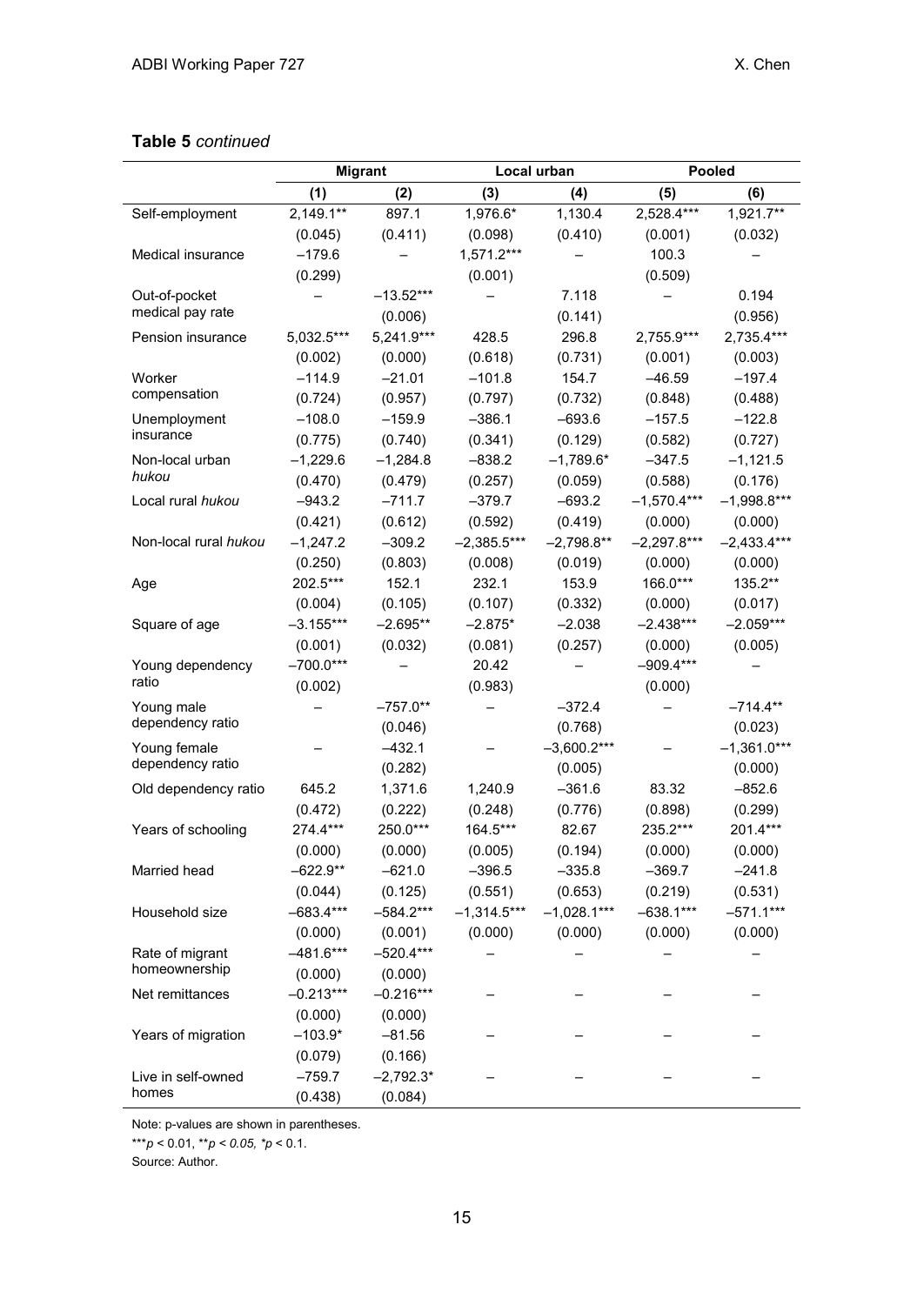**Table 5** *continued*

| | Migrant | | Local urban | | Pooled | |
|---|---|---|---|---|---|---|
| | (1) | (2) | (3) | (4) | (5) | (6) |
| Self-employment | 2,149.1** | 897.1 | 1,976.6* | 1,130.4 | 2,528.4*** | 1,921.7** |
| | (0.045) | (0.411) | (0.098) | (0.410) | (0.001) | (0.032) |
| Medical insurance | –179.6 | – | 1,571.2*** | – | 100.3 | – |
| | (0.299) | | (0.001) | | (0.509) | |
| Out-of-pocket medical pay rate | – | –13.52*** | – | 7.118 | – | 0.194 |
| | | (0.006) | | (0.141) | | (0.956) |
| Pension insurance | 5,032.5*** | 5,241.9*** | 428.5 | 296.8 | 2,755.9*** | 2,735.4*** |
| | (0.002) | (0.000) | (0.618) | (0.731) | (0.001) | (0.003) |
| Worker compensation | –114.9 | –21.01 | –101.8 | 154.7 | –46.59 | –197.4 |
| | (0.724) | (0.957) | (0.797) | (0.732) | (0.848) | (0.488) |
| Unemployment insurance | –108.0 | –159.9 | –386.1 | –693.6 | –157.5 | –122.8 |
| | (0.775) | (0.740) | (0.341) | (0.129) | (0.582) | (0.727) |
| Non-local urban *hukou* | –1,229.6 | –1,284.8 | –838.2 | –1,789.6* | –347.5 | –1,121.5 |
| | (0.470) | (0.479) | (0.257) | (0.059) | (0.588) | (0.176) |
| Local rural *hukou* | –943.2 | –711.7 | –379.7 | –693.2 | –1,570.4*** | –1,998.8*** |
| | (0.421) | (0.612) | (0.592) | (0.419) | (0.000) | (0.000) |
| Non-local rural *hukou* | –1,247.2 | –309.2 | –2,385.5*** | –2,798.8** | –2,297.8*** | –2,433.4*** |
| | (0.250) | (0.803) | (0.008) | (0.019) | (0.000) | (0.000) |
| Age | 202.5*** | 152.1 | 232.1 | 153.9 | 166.0*** | 135.2** |
| | (0.004) | (0.105) | (0.107) | (0.332) | (0.000) | (0.017) |
| Square of age | –3.155*** | –2.695** | –2.875* | –2.038 | –2.438*** | –2.059*** |
| | (0.001) | (0.032) | (0.081) | (0.257) | (0.000) | (0.005) |
| Young dependency ratio | –700.0*** | – | 20.42 | – | –909.4*** | – |
| | (0.002) | | (0.983) | | (0.000) | |
| Young male dependency ratio | – | –757.0** | – | –372.4 | – | –714.4** |
| | | (0.046) | | (0.768) | | (0.023) |
| Young female dependency ratio | – | –432.1 | – | –3,600.2*** | – | –1,361.0*** |
| | | (0.282) | | (0.005) | | (0.000) |
| Old dependency ratio | 645.2 | 1,371.6 | 1,240.9 | –361.6 | 83.32 | –852.6 |
| | (0.472) | (0.222) | (0.248) | (0.776) | (0.898) | (0.299) |
| Years of schooling | 274.4*** | 250.0*** | 164.5*** | 82.67 | 235.2*** | 201.4*** |
| | (0.000) | (0.000) | (0.005) | (0.194) | (0.000) | (0.000) |
| Married head | –622.9** | –621.0 | –396.5 | –335.8 | –369.7 | –241.8 |
| | (0.044) | (0.125) | (0.551) | (0.653) | (0.219) | (0.531) |
| Household size | –683.4*** | –584.2*** | –1,314.5*** | –1,028.1*** | –638.1*** | –571.1*** |
| | (0.000) | (0.001) | (0.000) | (0.000) | (0.000) | (0.000) |
| Rate of migrant homeownership | –481.6*** | –520.4*** | – | – | – | – |
| | (0.000) | (0.000) | | | | |
| Net remittances | –0.213*** | –0.216*** | – | – | – | – |
| | (0.000) | (0.000) | | | | |
| Years of migration | –103.9* | –81.56 | – | – | – | – |
| | (0.079) | (0.166) | | | | |
| Live in self-owned homes | –759.7 | –2,792.3* | – | – | – | – |
| | (0.438) | (0.084) | | | | |

Note: p-values are shown in parentheses.

***$p < 0.01$, **$p < 0.05$, *$p < 0.1$.

Source: Author.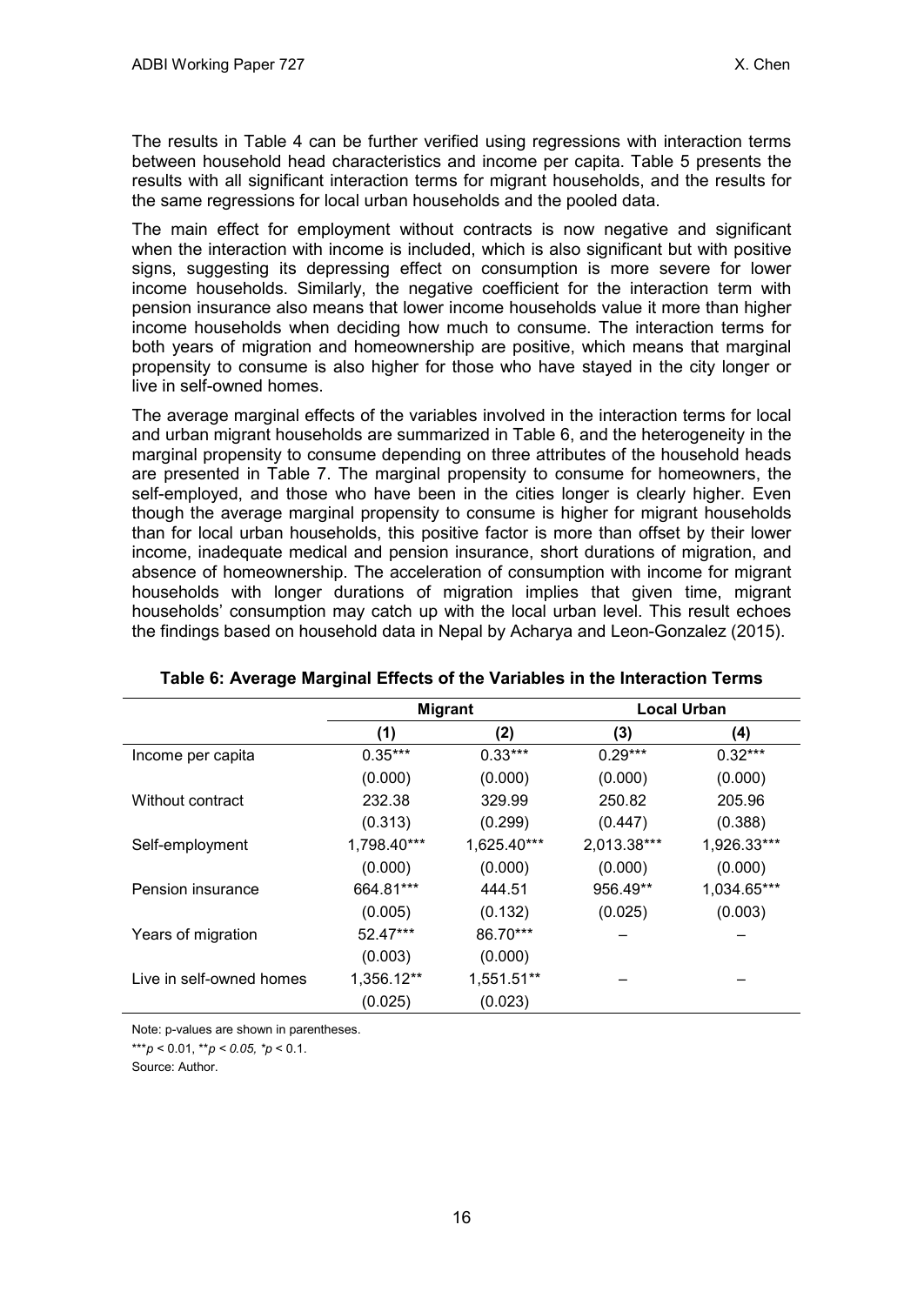The results in Table 4 can be further verified using regressions with interaction terms between household head characteristics and income per capita. Table 5 presents the results with all significant interaction terms for migrant households, and the results for the same regressions for local urban households and the pooled data.

The main effect for employment without contracts is now negative and significant when the interaction with income is included, which is also significant but with positive signs, suggesting its depressing effect on consumption is more severe for lower income households. Similarly, the negative coefficient for the interaction term with pension insurance also means that lower income households value it more than higher income households when deciding how much to consume. The interaction terms for both years of migration and homeownership are positive, which means that marginal propensity to consume is also higher for those who have stayed in the city longer or live in self-owned homes.

The average marginal effects of the variables involved in the interaction terms for local and urban migrant households are summarized in Table 6, and the heterogeneity in the marginal propensity to consume depending on three attributes of the household heads are presented in Table 7. The marginal propensity to consume for homeowners, the self-employed, and those who have been in the cities longer is clearly higher. Even though the average marginal propensity to consume is higher for migrant households than for local urban households, this positive factor is more than offset by their lower income, inadequate medical and pension insurance, short durations of migration, and absence of homeownership. The acceleration of consumption with income for migrant households with longer durations of migration implies that given time, migrant households' consumption may catch up with the local urban level. This result echoes the findings based on household data in Nepal by Acharya and Leon-Gonzalez (2015).

**Table 6: Average Marginal Effects of the Variables in the Interaction Terms**

| | Migrant | | Local Urban | |
|---|---|---|---|---|
| | (1) | (2) | (3) | (4) |
| Income per capita | 0.35*** | 0.33*** | 0.29*** | 0.32*** |
| | (0.000) | (0.000) | (0.000) | (0.000) |
| Without contract | 232.38 | 329.99 | 250.82 | 205.96 |
| | (0.313) | (0.299) | (0.447) | (0.388) |
| Self-employment | 1,798.40*** | 1,625.40*** | 2,013.38*** | 1,926.33*** |
| | (0.000) | (0.000) | (0.000) | (0.000) |
| Pension insurance | 664.81*** | 444.51 | 956.49** | 1,034.65*** |
| | (0.005) | (0.132) | (0.025) | (0.003) |
| Years of migration | 52.47*** | 86.70*** | – | – |
| | (0.003) | (0.000) | | |
| Live in self-owned homes | 1,356.12** | 1,551.51** | – | – |
| | (0.025) | (0.023) | | |

Note: p-values are shown in parentheses.

***$p < 0.01$, **$p < 0.05$, *$p < 0.1$.

Source: Author.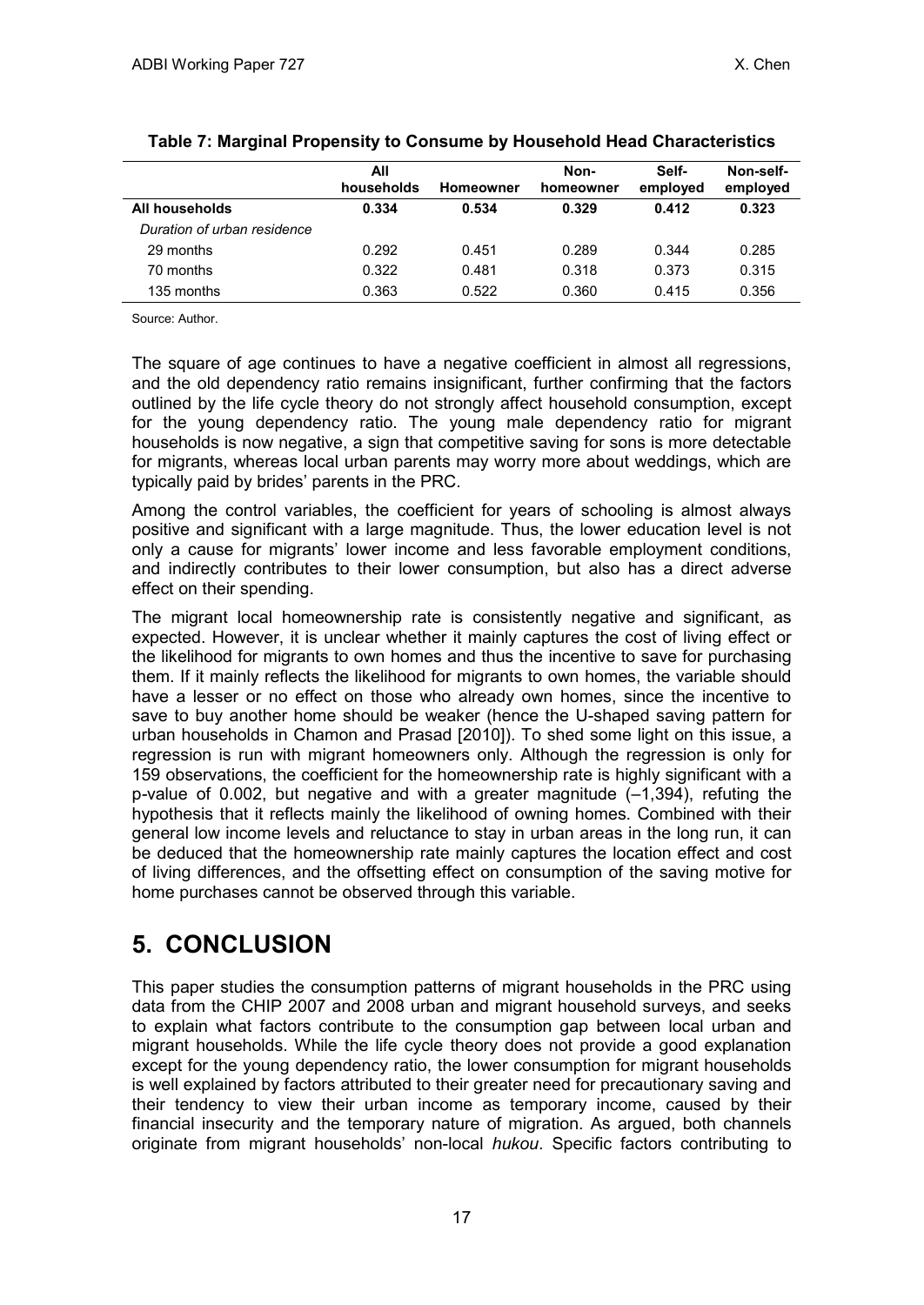**Table 7: Marginal Propensity to Consume by Household Head Characteristics**

| | All households | Homeowner | Non-homeowner | Self-employed | Non-self-employed |
|---|---|---|---|---|---|
| **All households** | **0.334** | **0.534** | **0.329** | **0.412** | **0.323** |
| *Duration of urban residence* | | | | | |
| 29 months | 0.292 | 0.451 | 0.289 | 0.344 | 0.285 |
| 70 months | 0.322 | 0.481 | 0.318 | 0.373 | 0.315 |
| 135 months | 0.363 | 0.522 | 0.360 | 0.415 | 0.356 |

Source: Author.

The square of age continues to have a negative coefficient in almost all regressions, and the old dependency ratio remains insignificant, further confirming that the factors outlined by the life cycle theory do not strongly affect household consumption, except for the young dependency ratio. The young male dependency ratio for migrant households is now negative, a sign that competitive saving for sons is more detectable for migrants, whereas local urban parents may worry more about weddings, which are typically paid by brides' parents in the PRC.

Among the control variables, the coefficient for years of schooling is almost always positive and significant with a large magnitude. Thus, the lower education level is not only a cause for migrants' lower income and less favorable employment conditions, and indirectly contributes to their lower consumption, but also has a direct adverse effect on their spending.

The migrant local homeownership rate is consistently negative and significant, as expected. However, it is unclear whether it mainly captures the cost of living effect or the likelihood for migrants to own homes and thus the incentive to save for purchasing them. If it mainly reflects the likelihood for migrants to own homes, the variable should have a lesser or no effect on those who already own homes, since the incentive to save to buy another home should be weaker (hence the U-shaped saving pattern for urban households in Chamon and Prasad [2010]). To shed some light on this issue, a regression is run with migrant homeowners only. Although the regression is only for 159 observations, the coefficient for the homeownership rate is highly significant with a p-value of 0.002, but negative and with a greater magnitude (–1,394), refuting the hypothesis that it reflects mainly the likelihood of owning homes. Combined with their general low income levels and reluctance to stay in urban areas in the long run, it can be deduced that the homeownership rate mainly captures the location effect and cost of living differences, and the offsetting effect on consumption of the saving motive for home purchases cannot be observed through this variable.

# 5. CONCLUSION

This paper studies the consumption patterns of migrant households in the PRC using data from the CHIP 2007 and 2008 urban and migrant household surveys, and seeks to explain what factors contribute to the consumption gap between local urban and migrant households. While the life cycle theory does not provide a good explanation except for the young dependency ratio, the lower consumption for migrant households is well explained by factors attributed to their greater need for precautionary saving and their tendency to view their urban income as temporary income, caused by their financial insecurity and the temporary nature of migration. As argued, both channels originate from migrant households' non-local *hukou*. Specific factors contributing to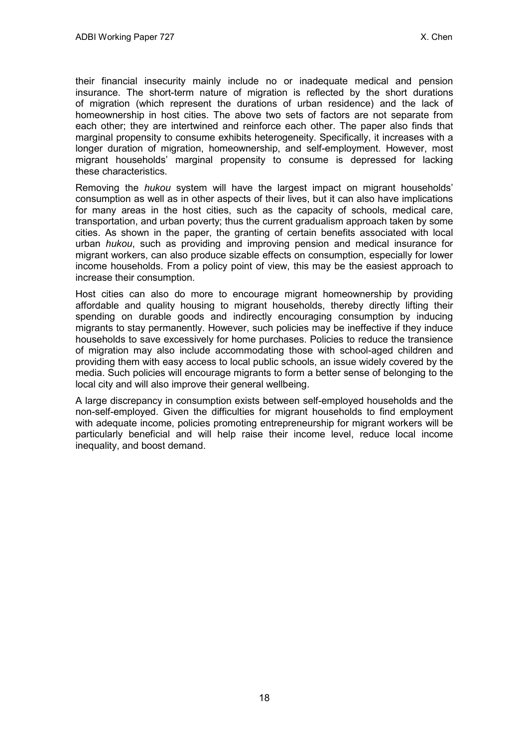their financial insecurity mainly include no or inadequate medical and pension insurance. The short-term nature of migration is reflected by the short durations of migration (which represent the durations of urban residence) and the lack of homeownership in host cities. The above two sets of factors are not separate from each other; they are intertwined and reinforce each other. The paper also finds that marginal propensity to consume exhibits heterogeneity. Specifically, it increases with a longer duration of migration, homeownership, and self-employment. However, most migrant households' marginal propensity to consume is depressed for lacking these characteristics.

Removing the *hukou* system will have the largest impact on migrant households' consumption as well as in other aspects of their lives, but it can also have implications for many areas in the host cities, such as the capacity of schools, medical care, transportation, and urban poverty; thus the current gradualism approach taken by some cities. As shown in the paper, the granting of certain benefits associated with local urban *hukou*, such as providing and improving pension and medical insurance for migrant workers, can also produce sizable effects on consumption, especially for lower income households. From a policy point of view, this may be the easiest approach to increase their consumption.

Host cities can also do more to encourage migrant homeownership by providing affordable and quality housing to migrant households, thereby directly lifting their spending on durable goods and indirectly encouraging consumption by inducing migrants to stay permanently. However, such policies may be ineffective if they induce households to save excessively for home purchases. Policies to reduce the transience of migration may also include accommodating those with school-aged children and providing them with easy access to local public schools, an issue widely covered by the media. Such policies will encourage migrants to form a better sense of belonging to the local city and will also improve their general wellbeing.

A large discrepancy in consumption exists between self-employed households and the non-self-employed. Given the difficulties for migrant households to find employment with adequate income, policies promoting entrepreneurship for migrant workers will be particularly beneficial and will help raise their income level, reduce local income inequality, and boost demand.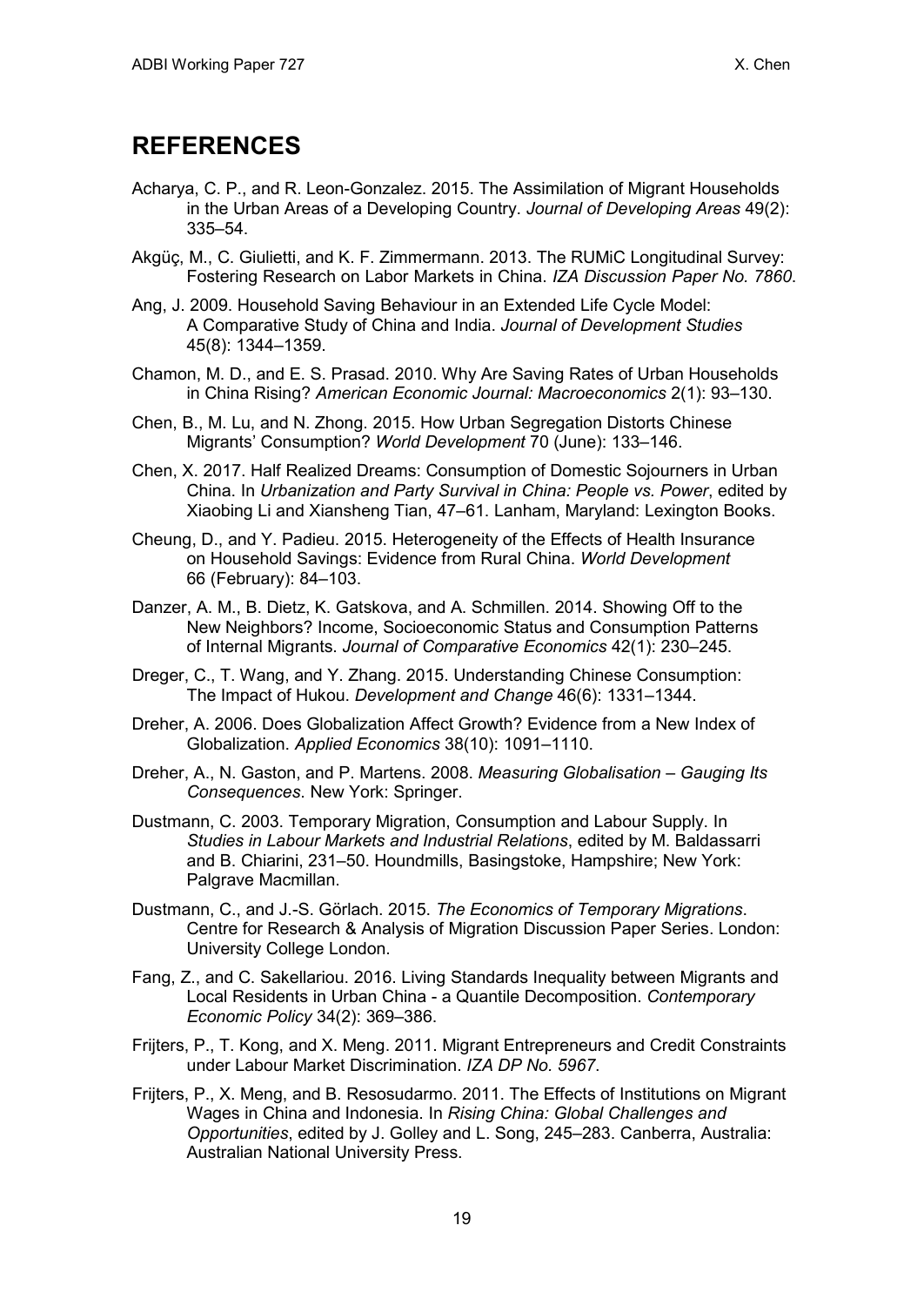# REFERENCES

Acharya, C. P., and R. Leon-Gonzalez. 2015. The Assimilation of Migrant Households in the Urban Areas of a Developing Country. *Journal of Developing Areas* 49(2): 335–54.

Akgüç, M., C. Giulietti, and K. F. Zimmermann. 2013. The RUMiC Longitudinal Survey: Fostering Research on Labor Markets in China. *IZA Discussion Paper No. 7860*.

Ang, J. 2009. Household Saving Behaviour in an Extended Life Cycle Model: A Comparative Study of China and India. *Journal of Development Studies* 45(8): 1344–1359.

Chamon, M. D., and E. S. Prasad. 2010. Why Are Saving Rates of Urban Households in China Rising? *American Economic Journal: Macroeconomics* 2(1): 93–130.

Chen, B., M. Lu, and N. Zhong. 2015. How Urban Segregation Distorts Chinese Migrants' Consumption? *World Development* 70 (June): 133–146.

Chen, X. 2017. Half Realized Dreams: Consumption of Domestic Sojourners in Urban China. In *Urbanization and Party Survival in China: People vs. Power*, edited by Xiaobing Li and Xiansheng Tian, 47–61. Lanham, Maryland: Lexington Books.

Cheung, D., and Y. Padieu. 2015. Heterogeneity of the Effects of Health Insurance on Household Savings: Evidence from Rural China. *World Development* 66 (February): 84–103.

Danzer, A. M., B. Dietz, K. Gatskova, and A. Schmillen. 2014. Showing Off to the New Neighbors? Income, Socioeconomic Status and Consumption Patterns of Internal Migrants. *Journal of Comparative Economics* 42(1): 230–245.

Dreger, C., T. Wang, and Y. Zhang. 2015. Understanding Chinese Consumption: The Impact of Hukou. *Development and Change* 46(6): 1331–1344.

Dreher, A. 2006. Does Globalization Affect Growth? Evidence from a New Index of Globalization. *Applied Economics* 38(10): 1091–1110.

Dreher, A., N. Gaston, and P. Martens. 2008. *Measuring Globalisation – Gauging Its Consequences*. New York: Springer.

Dustmann, C. 2003. Temporary Migration, Consumption and Labour Supply. In *Studies in Labour Markets and Industrial Relations*, edited by M. Baldassarri and B. Chiarini, 231–50. Houndmills, Basingstoke, Hampshire; New York: Palgrave Macmillan.

Dustmann, C., and J.-S. Görlach. 2015. *The Economics of Temporary Migrations*. Centre for Research & Analysis of Migration Discussion Paper Series. London: University College London.

Fang, Z., and C. Sakellariou. 2016. Living Standards Inequality between Migrants and Local Residents in Urban China - a Quantile Decomposition. *Contemporary Economic Policy* 34(2): 369–386.

Frijters, P., T. Kong, and X. Meng. 2011. Migrant Entrepreneurs and Credit Constraints under Labour Market Discrimination. *IZA DP No. 5967*.

Frijters, P., X. Meng, and B. Resosudarmo. 2011. The Effects of Institutions on Migrant Wages in China and Indonesia. In *Rising China: Global Challenges and Opportunities*, edited by J. Golley and L. Song, 245–283. Canberra, Australia: Australian National University Press.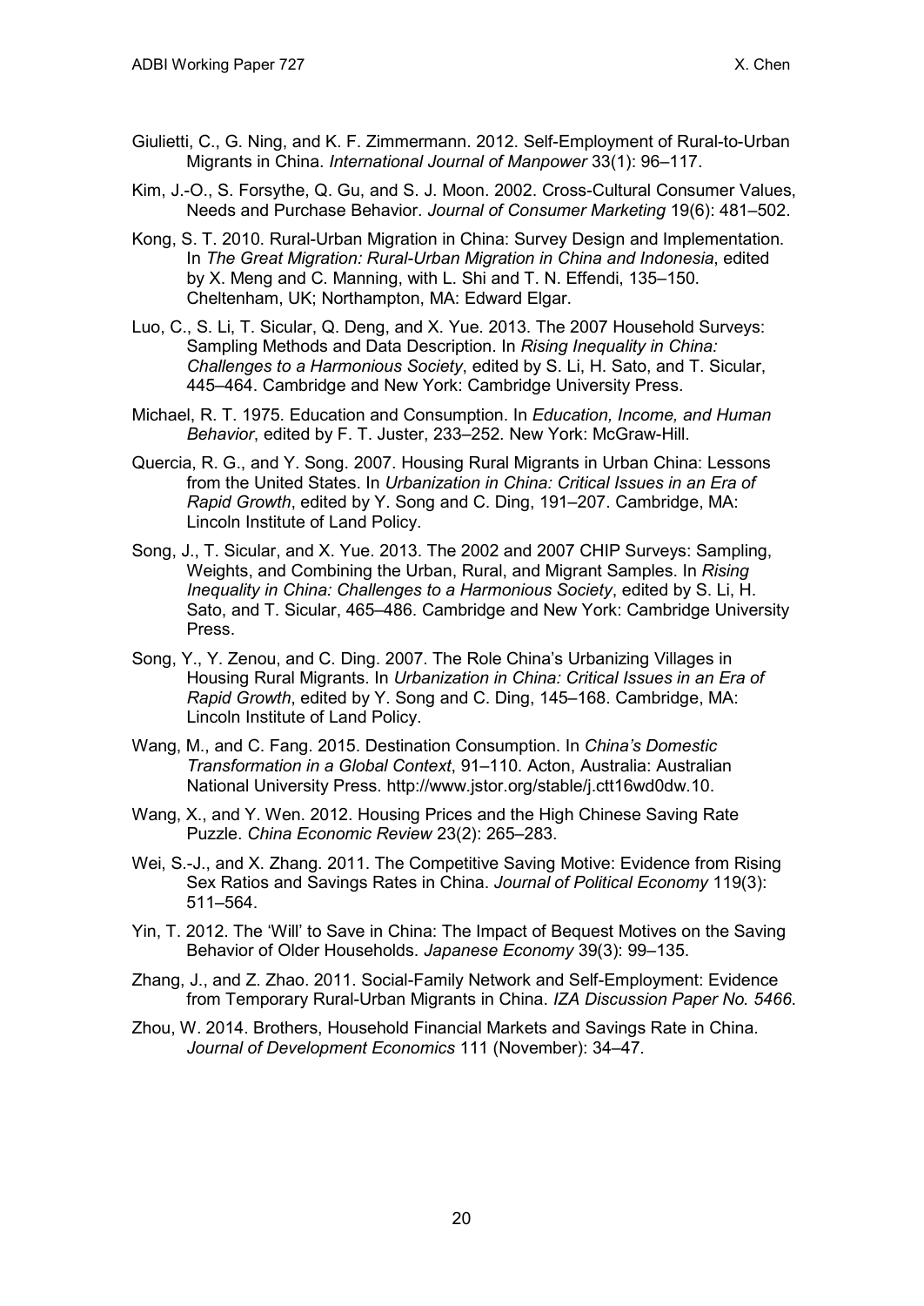Giulietti, C., G. Ning, and K. F. Zimmermann. 2012. Self-Employment of Rural-to-Urban Migrants in China. *International Journal of Manpower* 33(1): 96–117.

Kim, J.-O., S. Forsythe, Q. Gu, and S. J. Moon. 2002. Cross-Cultural Consumer Values, Needs and Purchase Behavior. *Journal of Consumer Marketing* 19(6): 481–502.

Kong, S. T. 2010. Rural-Urban Migration in China: Survey Design and Implementation. In *The Great Migration: Rural-Urban Migration in China and Indonesia*, edited by X. Meng and C. Manning, with L. Shi and T. N. Effendi, 135–150. Cheltenham, UK; Northampton, MA: Edward Elgar.

Luo, C., S. Li, T. Sicular, Q. Deng, and X. Yue. 2013. The 2007 Household Surveys: Sampling Methods and Data Description. In *Rising Inequality in China: Challenges to a Harmonious Society*, edited by S. Li, H. Sato, and T. Sicular, 445–464. Cambridge and New York: Cambridge University Press.

Michael, R. T. 1975. Education and Consumption. In *Education, Income, and Human Behavior*, edited by F. T. Juster, 233–252. New York: McGraw-Hill.

Quercia, R. G., and Y. Song. 2007. Housing Rural Migrants in Urban China: Lessons from the United States. In *Urbanization in China: Critical Issues in an Era of Rapid Growth*, edited by Y. Song and C. Ding, 191–207. Cambridge, MA: Lincoln Institute of Land Policy.

Song, J., T. Sicular, and X. Yue. 2013. The 2002 and 2007 CHIP Surveys: Sampling, Weights, and Combining the Urban, Rural, and Migrant Samples. In *Rising Inequality in China: Challenges to a Harmonious Society*, edited by S. Li, H. Sato, and T. Sicular, 465–486. Cambridge and New York: Cambridge University Press.

Song, Y., Y. Zenou, and C. Ding. 2007. The Role China's Urbanizing Villages in Housing Rural Migrants. In *Urbanization in China: Critical Issues in an Era of Rapid Growth*, edited by Y. Song and C. Ding, 145–168. Cambridge, MA: Lincoln Institute of Land Policy.

Wang, M., and C. Fang. 2015. Destination Consumption. In *China's Domestic Transformation in a Global Context*, 91–110. Acton, Australia: Australian National University Press. http://www.jstor.org/stable/j.ctt16wd0dw.10.

Wang, X., and Y. Wen. 2012. Housing Prices and the High Chinese Saving Rate Puzzle. *China Economic Review* 23(2): 265–283.

Wei, S.-J., and X. Zhang. 2011. The Competitive Saving Motive: Evidence from Rising Sex Ratios and Savings Rates in China. *Journal of Political Economy* 119(3): 511–564.

Yin, T. 2012. The 'Will' to Save in China: The Impact of Bequest Motives on the Saving Behavior of Older Households. *Japanese Economy* 39(3): 99–135.

Zhang, J., and Z. Zhao. 2011. Social-Family Network and Self-Employment: Evidence from Temporary Rural-Urban Migrants in China. *IZA Discussion Paper No. 5466*.

Zhou, W. 2014. Brothers, Household Financial Markets and Savings Rate in China. *Journal of Development Economics* 111 (November): 34–47.